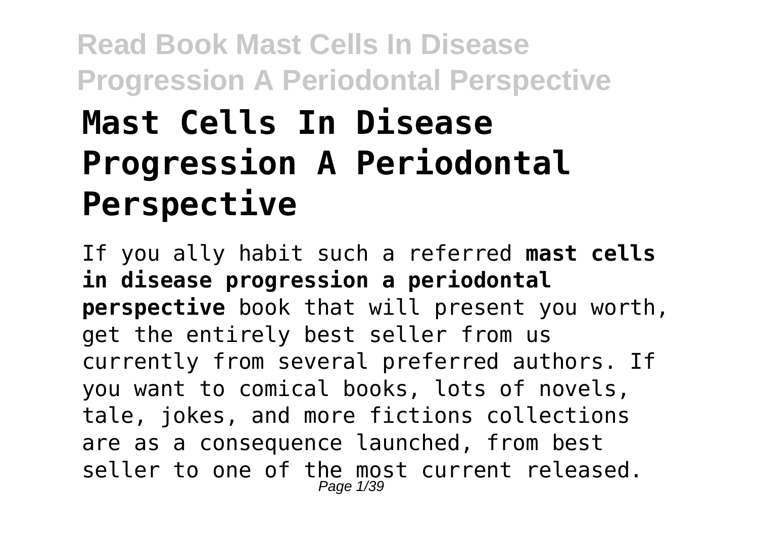# Mast Cells In Disease Progression A Periodontal Perspective

If you ally habit such a referred **mast cells in disease progression a periodontal perspective** book that will present you worth, get the entirely best seller from us currently from several preferred authors. If you want to comical books, lots of novels, tale, jokes, and more fictions collections are as a consequence launched, from best seller to one of the most current released.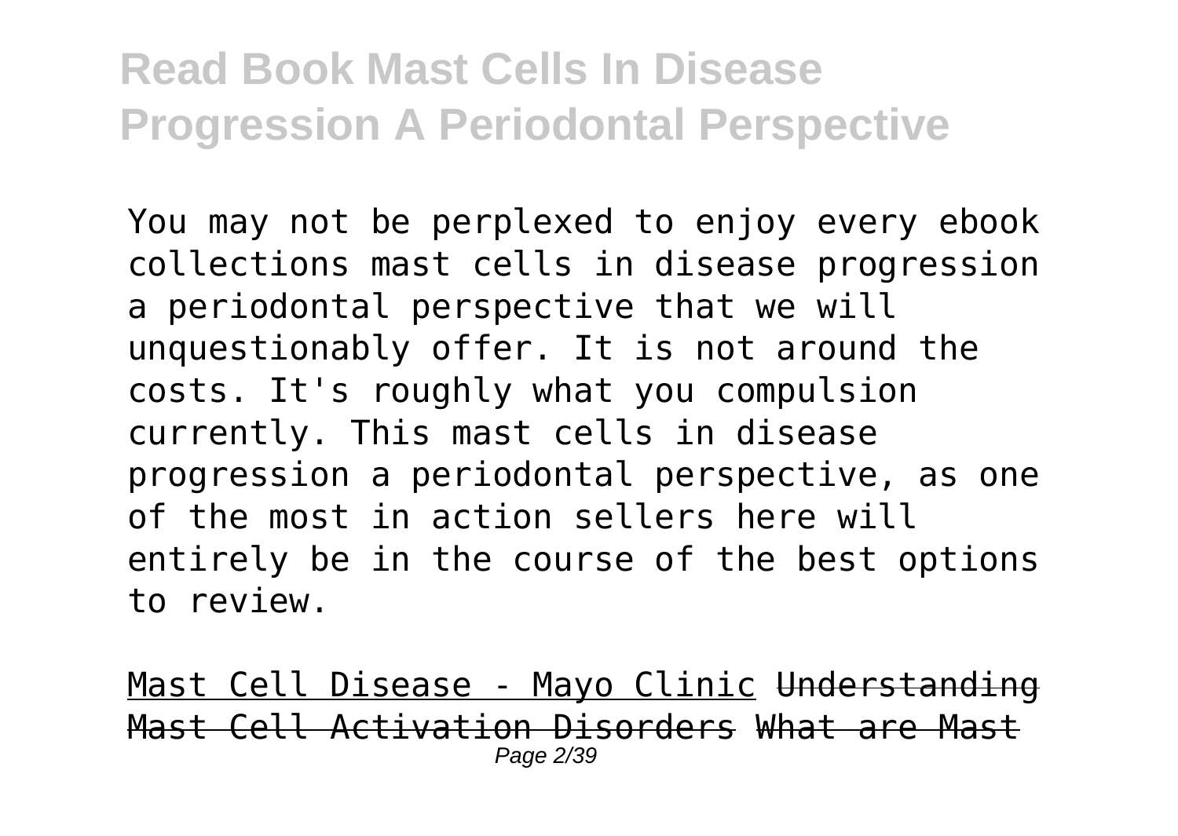# Read Book Mast Cells In Disease Progression A Periodontal Perspective

You may not be perplexed to enjoy every ebook collections mast cells in disease progression a periodontal perspective that we will unquestionably offer. It is not around the costs. It's roughly what you compulsion currently. This mast cells in disease progression a periodontal perspective, as one of the most in action sellers here will entirely be in the course of the best options to review.

Mast Cell Disease - Mayo Clinic ~~Understanding Mast Cell Activation Disorders~~ ~~What are Mast~~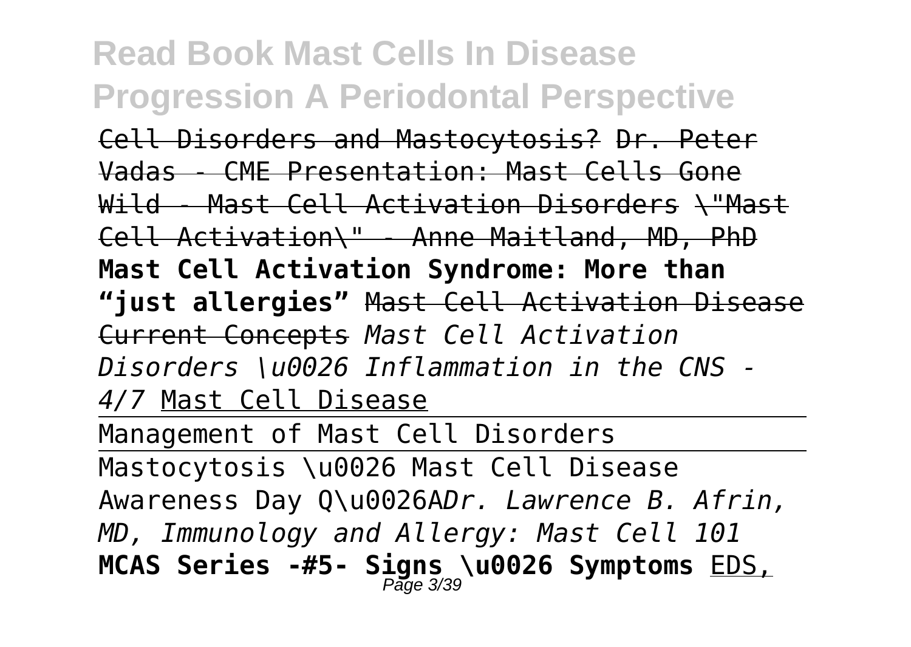Cell Disorders and Mastocytosis? Dr. Peter Vadas - CME Presentation: Mast Cells Gone Wild - Mast Cell Activation Disorders \"Mast Cell Activation\" - Anne Maitland, MD, PhD **Mast Cell Activation Syndrome: More than "just allergies"** Mast Cell Activation Disease Current Concepts *Mast Cell Activation Disorders \u0026 Inflammation in the CNS - 4/7* Mast Cell Disease

Management of Mast Cell Disorders

Mastocytosis \u0026 Mast Cell Disease Awareness Day Q\u0026A*Dr. Lawrence B. Afrin, MD, Immunology and Allergy: Mast Cell 101* **MCAS Series -#5- Signs \u0026 Symptoms** EDS,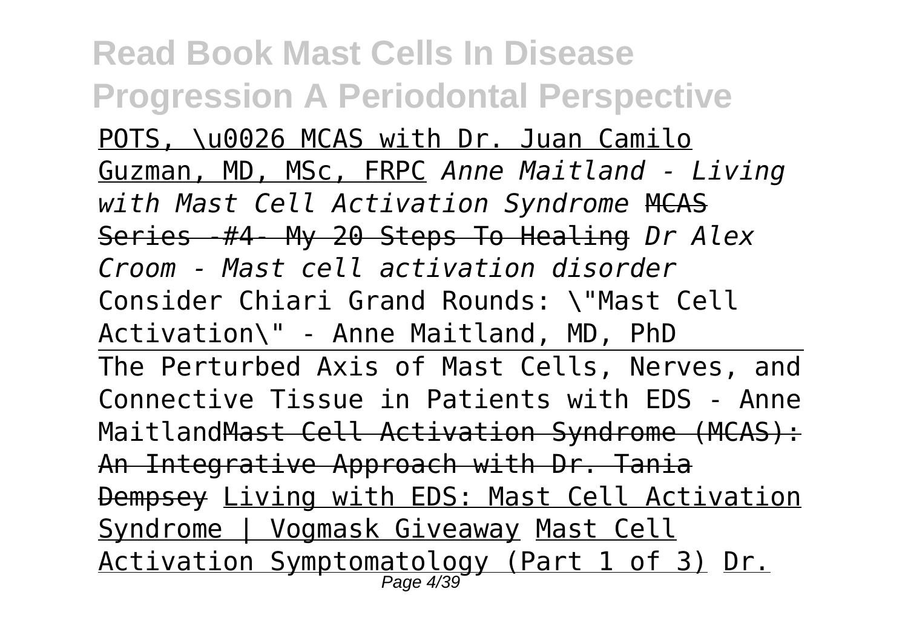POTS, \u0026 MCAS with Dr. Juan Camilo Guzman, MD, MSc, FRPC *Anne Maitland - Living with Mast Cell Activation Syndrome* MCAS Series -#4- My 20 Steps To Healing *Dr Alex Croom - Mast cell activation disorder* Consider Chiari Grand Rounds: \"Mast Cell Activation\" - Anne Maitland, MD, PhD

The Perturbed Axis of Mast Cells, Nerves, and Connective Tissue in Patients with EDS - Anne MaitlandMast Cell Activation Syndrome (MCAS): An Integrative Approach with Dr. Tania Dempsey Living with EDS: Mast Cell Activation Syndrome | Vogmask Giveaway Mast Cell Activation Symptomatology (Part 1 of 3) Dr.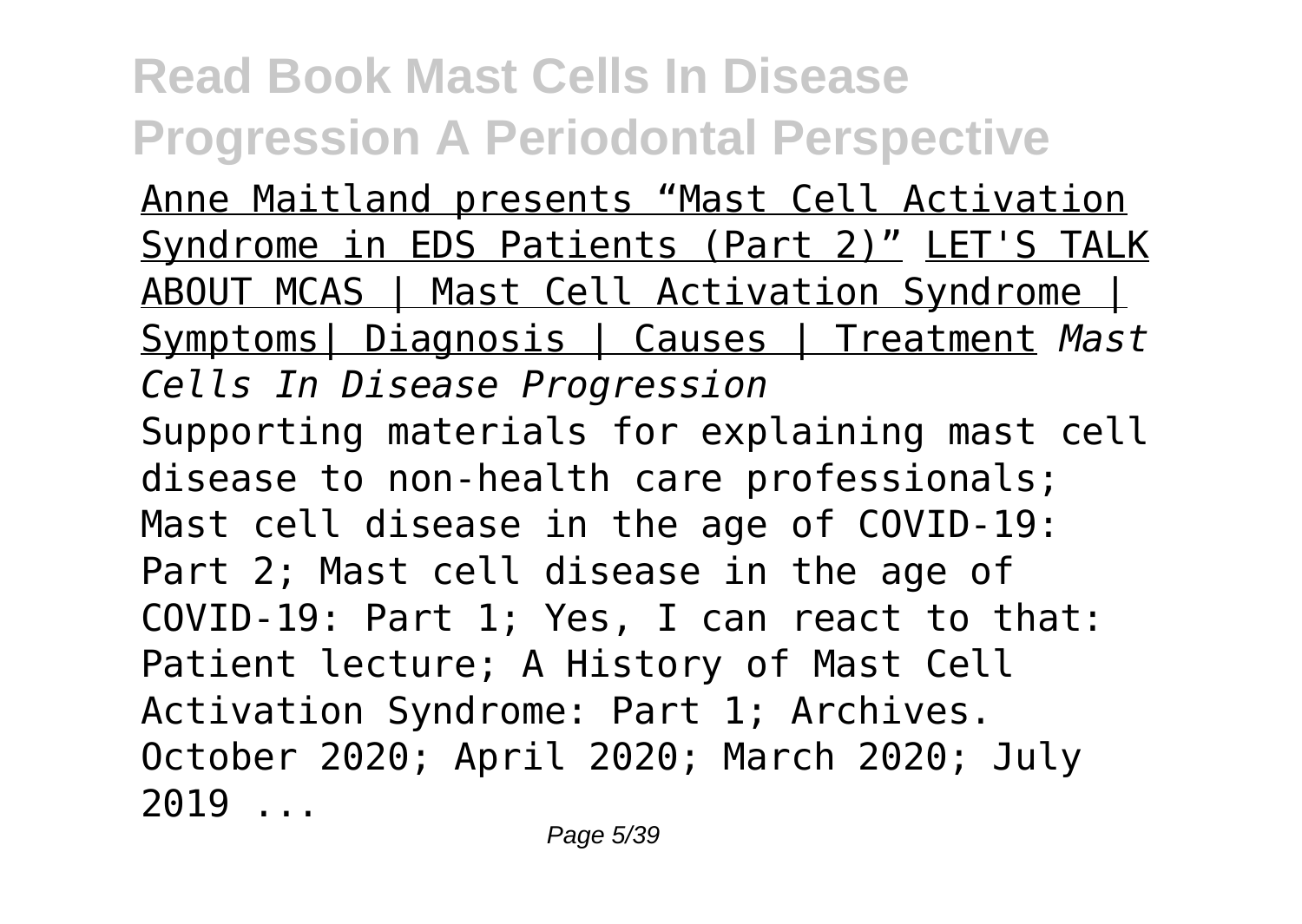Anne Maitland presents “Mast Cell Activation Syndrome in EDS Patients (Part 2)” LET'S TALK ABOUT MCAS | Mast Cell Activation Syndrome | Symptoms| Diagnosis | Causes | Treatment *Mast Cells In Disease Progression*

Supporting materials for explaining mast cell disease to non-health care professionals; Mast cell disease in the age of COVID-19: Part 2; Mast cell disease in the age of COVID-19: Part 1; Yes, I can react to that: Patient lecture; A History of Mast Cell Activation Syndrome: Part 1; Archives. October 2020; April 2020; March 2020; July 2019 ...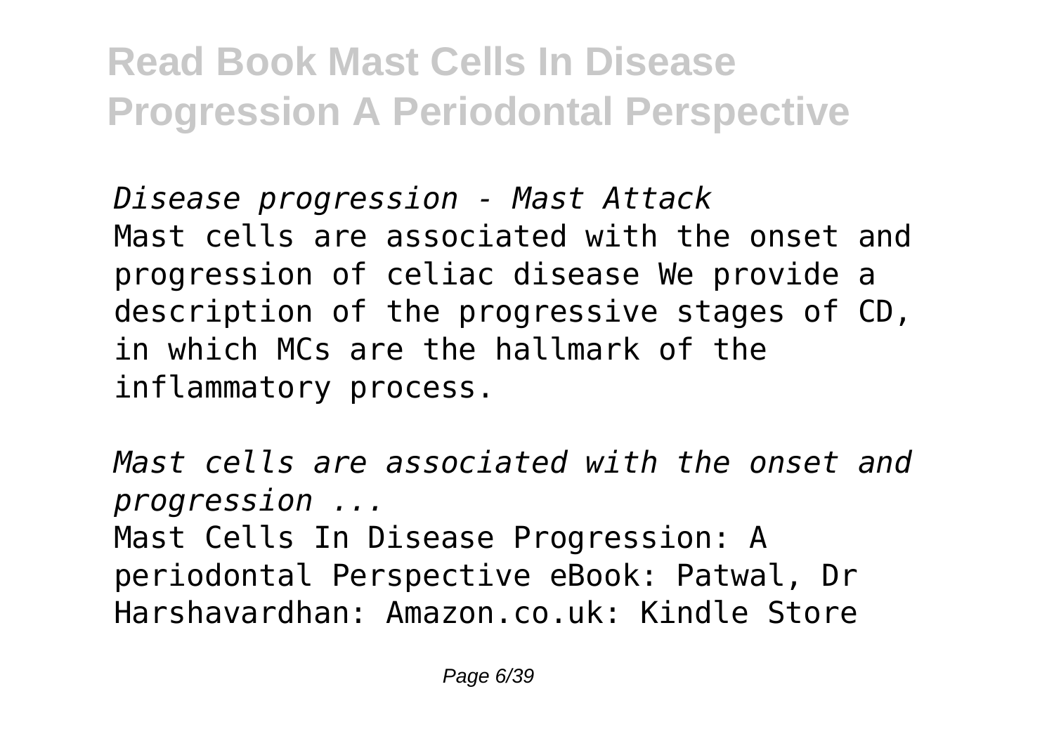*Disease progression - Mast Attack*

Mast cells are associated with the onset and progression of celiac disease We provide a description of the progressive stages of CD, in which MCs are the hallmark of the inflammatory process.

*Mast cells are associated with the onset and progression ...*

Mast Cells In Disease Progression: A periodontal Perspective eBook: Patwal, Dr Harshavardhan: Amazon.co.uk: Kindle Store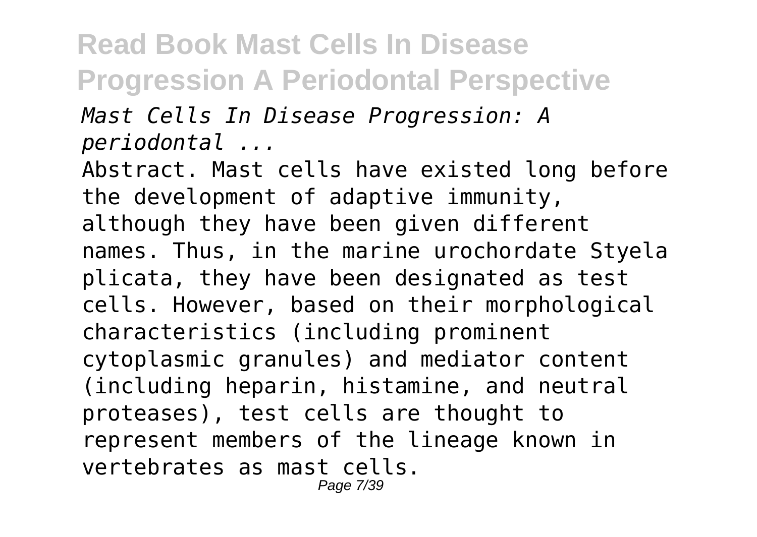*Mast Cells In Disease Progression: A periodontal ...*

Abstract. Mast cells have existed long before the development of adaptive immunity, although they have been given different names. Thus, in the marine urochordate Styela plicata, they have been designated as test cells. However, based on their morphological characteristics (including prominent cytoplasmic granules) and mediator content (including heparin, histamine, and neutral proteases), test cells are thought to represent members of the lineage known in vertebrates as mast cells.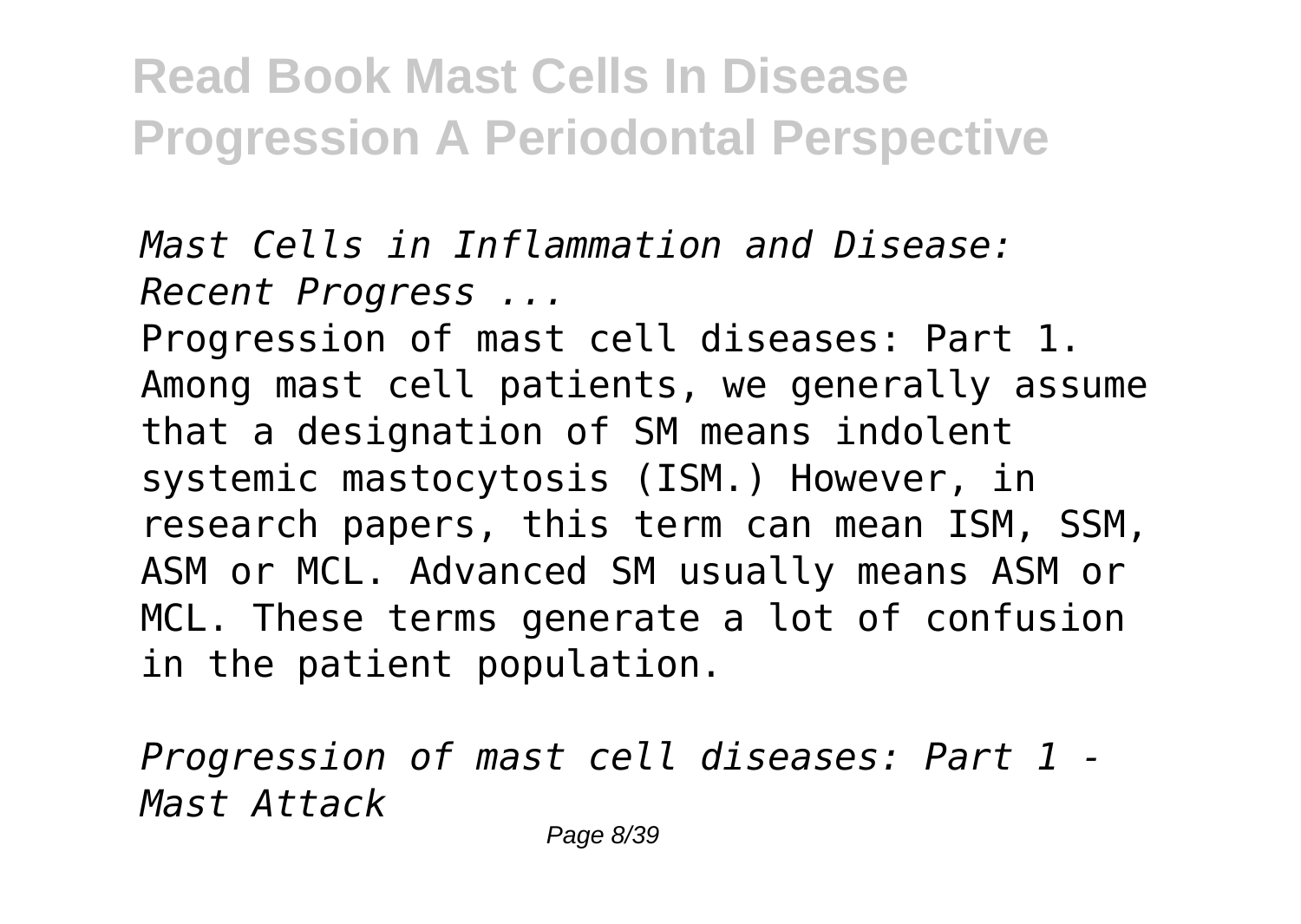*Mast Cells in Inflammation and Disease: Recent Progress ...*

Progression of mast cell diseases: Part 1. Among mast cell patients, we generally assume that a designation of SM means indolent systemic mastocytosis (ISM.) However, in research papers, this term can mean ISM, SSM, ASM or MCL. Advanced SM usually means ASM or MCL. These terms generate a lot of confusion in the patient population.

*Progression of mast cell diseases: Part 1 - Mast Attack*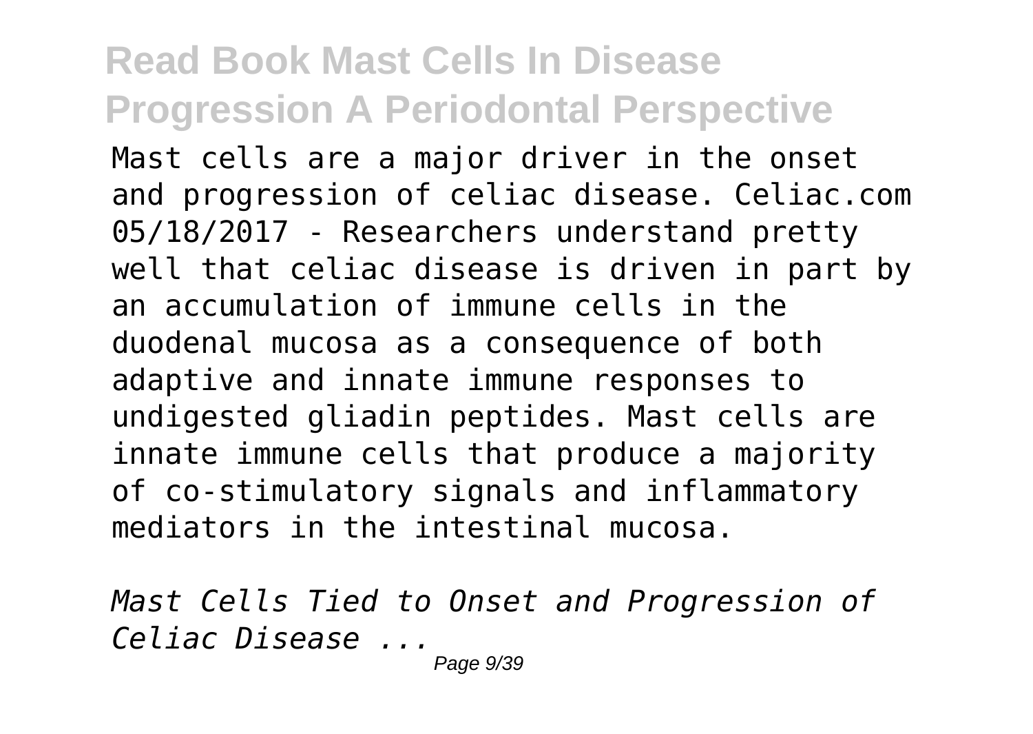Mast cells are a major driver in the onset and progression of celiac disease. Celiac.com 05/18/2017 - Researchers understand pretty well that celiac disease is driven in part by an accumulation of immune cells in the duodenal mucosa as a consequence of both adaptive and innate immune responses to undigested gliadin peptides. Mast cells are innate immune cells that produce a majority of co-stimulatory signals and inflammatory mediators in the intestinal mucosa.

*Mast Cells Tied to Onset and Progression of Celiac Disease ...*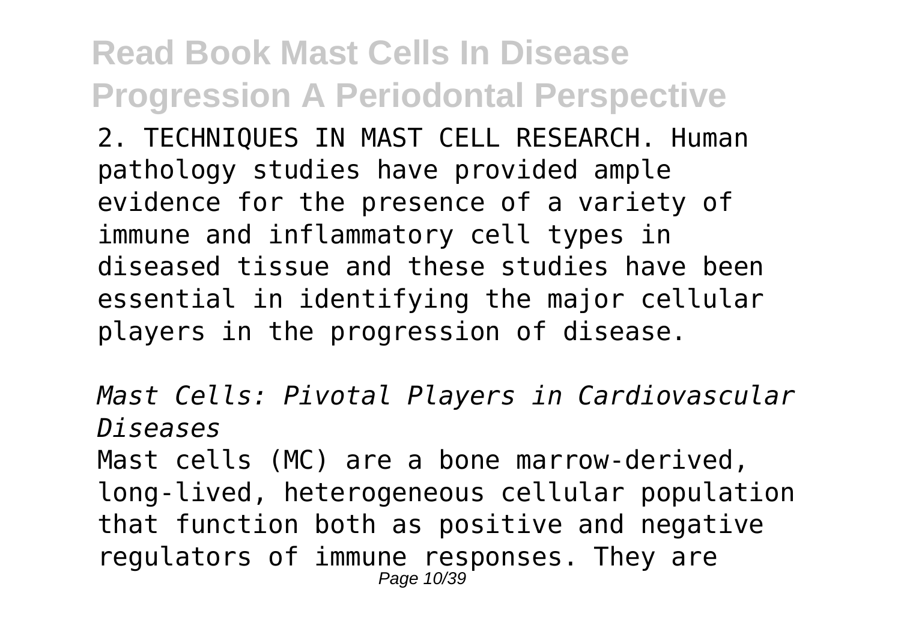2. TECHNIQUES IN MAST CELL RESEARCH. Human pathology studies have provided ample evidence for the presence of a variety of immune and inflammatory cell types in diseased tissue and these studies have been essential in identifying the major cellular players in the progression of disease.

*Mast Cells: Pivotal Players in Cardiovascular Diseases*

Mast cells (MC) are a bone marrow-derived, long-lived, heterogeneous cellular population that function both as positive and negative regulators of immune responses. They are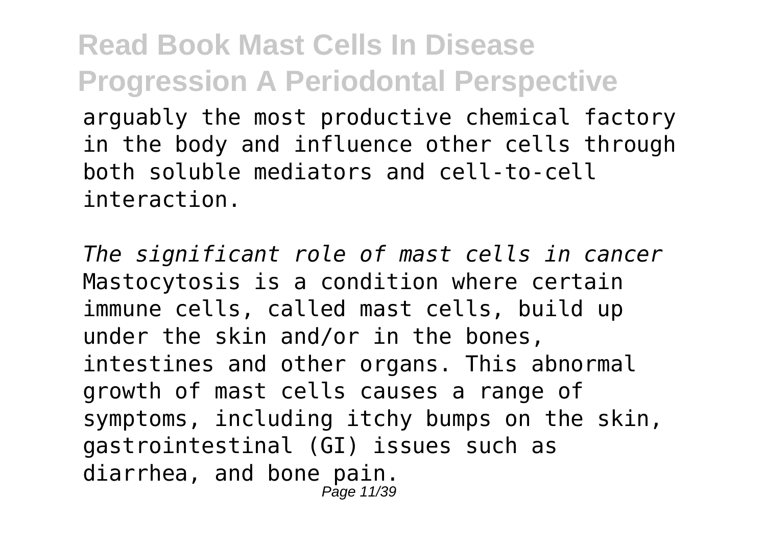arguably the most productive chemical factory in the body and influence other cells through both soluble mediators and cell-to-cell interaction.

*The significant role of mast cells in cancer*

Mastocytosis is a condition where certain immune cells, called mast cells, build up under the skin and/or in the bones, intestines and other organs. This abnormal growth of mast cells causes a range of symptoms, including itchy bumps on the skin, gastrointestinal (GI) issues such as diarrhea, and bone pain.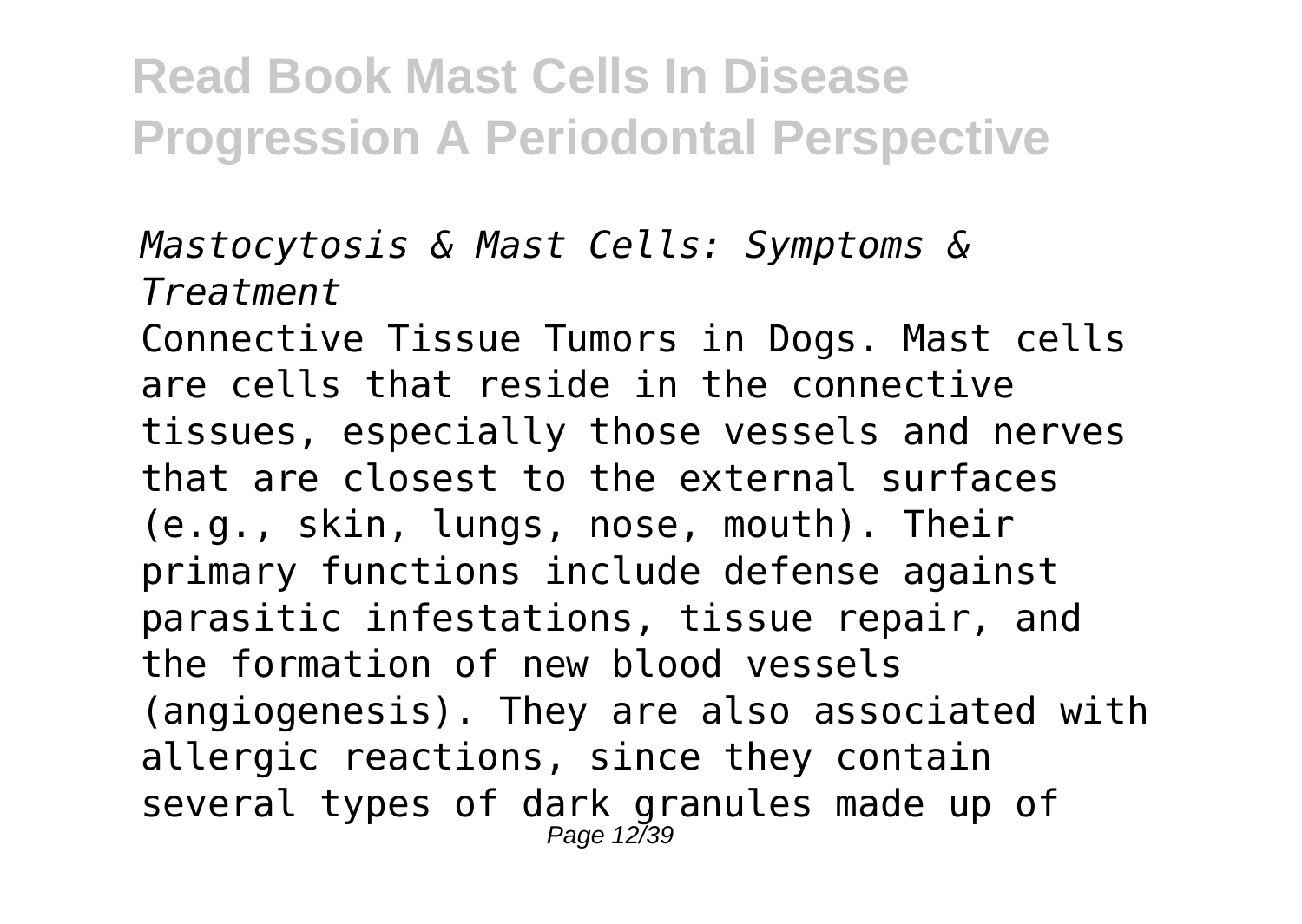*Mastocytosis & Mast Cells: Symptoms & Treatment*

Connective Tissue Tumors in Dogs. Mast cells are cells that reside in the connective tissues, especially those vessels and nerves that are closest to the external surfaces (e.g., skin, lungs, nose, mouth). Their primary functions include defense against parasitic infestations, tissue repair, and the formation of new blood vessels (angiogenesis). They are also associated with allergic reactions, since they contain several types of dark granules made up of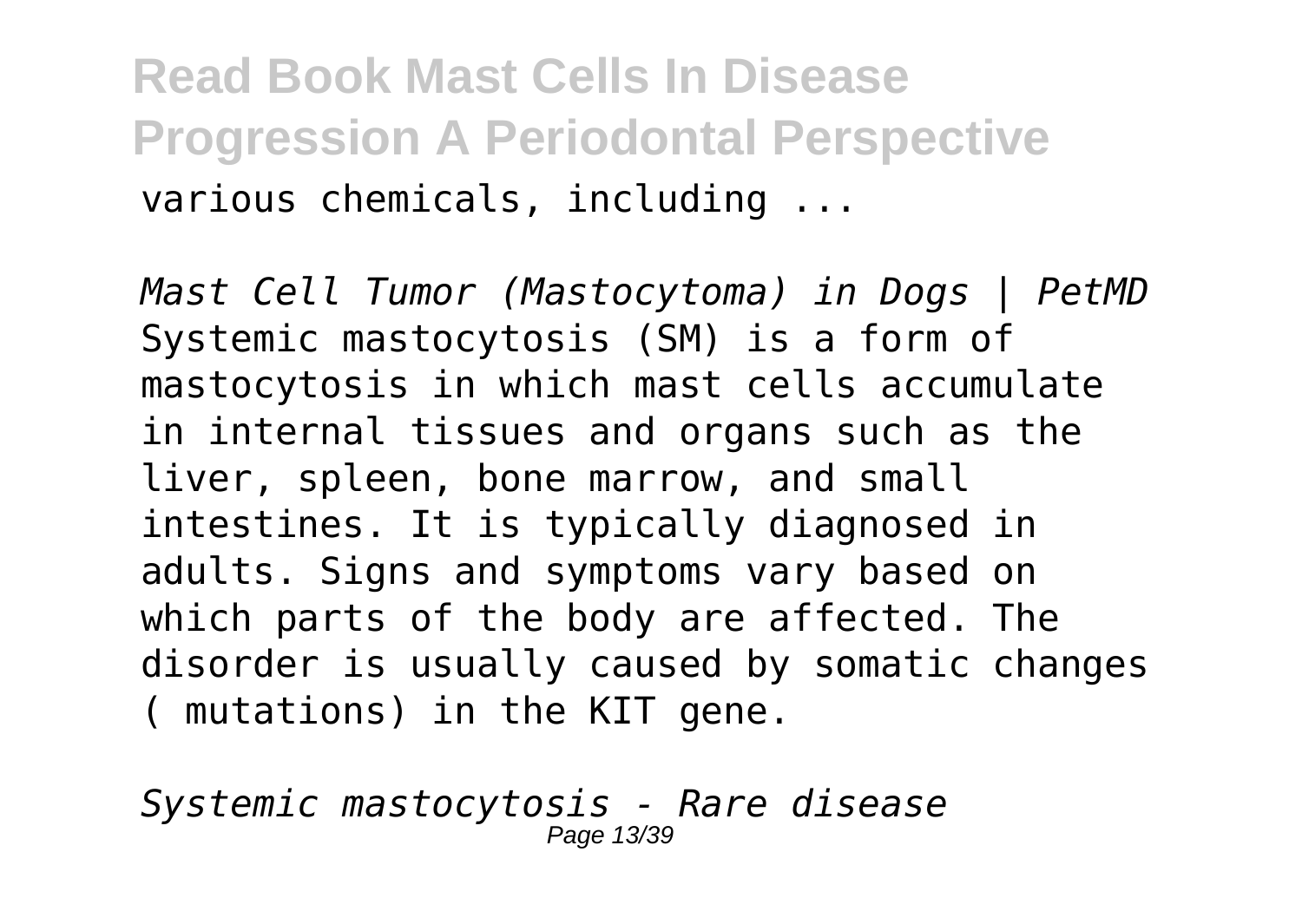various chemicals, including ...

*Mast Cell Tumor (Mastocytoma) in Dogs | PetMD*
Systemic mastocytosis (SM) is a form of mastocytosis in which mast cells accumulate in internal tissues and organs such as the liver, spleen, bone marrow, and small intestines. It is typically diagnosed in adults. Signs and symptoms vary based on which parts of the body are affected. The disorder is usually caused by somatic changes ( mutations) in the KIT gene.

*Systemic mastocytosis - Rare disease*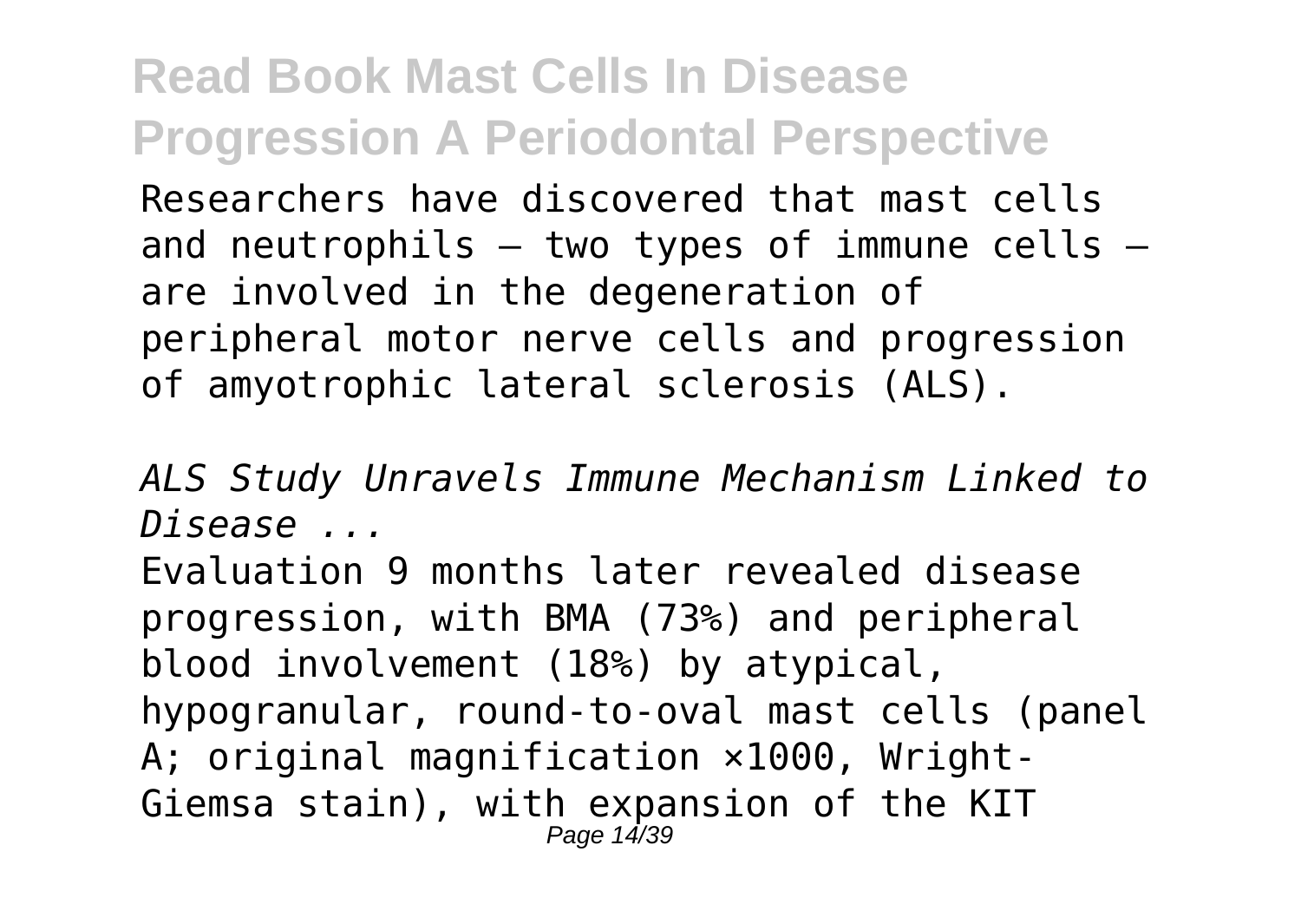Researchers have discovered that mast cells and neutrophils — two types of immune cells — are involved in the degeneration of peripheral motor nerve cells and progression of amyotrophic lateral sclerosis (ALS).

*ALS Study Unravels Immune Mechanism Linked to Disease ...*

Evaluation 9 months later revealed disease progression, with BMA (73%) and peripheral blood involvement (18%) by atypical, hypogranular, round-to-oval mast cells (panel A; original magnification ×1000, Wright-Giemsa stain), with expansion of the KIT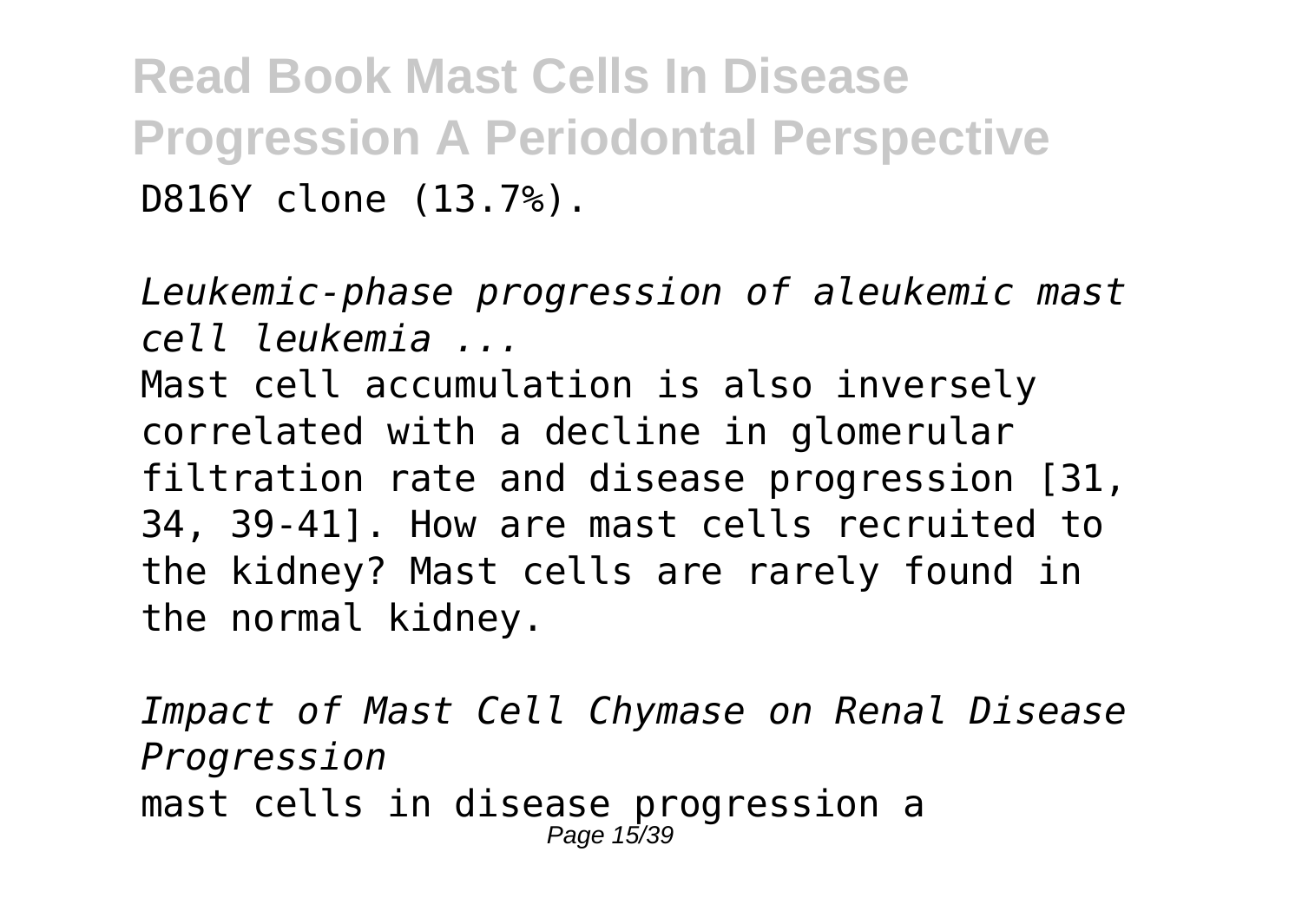D816Y clone (13.7%).

*Leukemic-phase progression of aleukemic mast cell leukemia ...*

Mast cell accumulation is also inversely correlated with a decline in glomerular filtration rate and disease progression [31, 34, 39-41]. How are mast cells recruited to the kidney? Mast cells are rarely found in the normal kidney.

*Impact of Mast Cell Chymase on Renal Disease Progression*

mast cells in disease progression a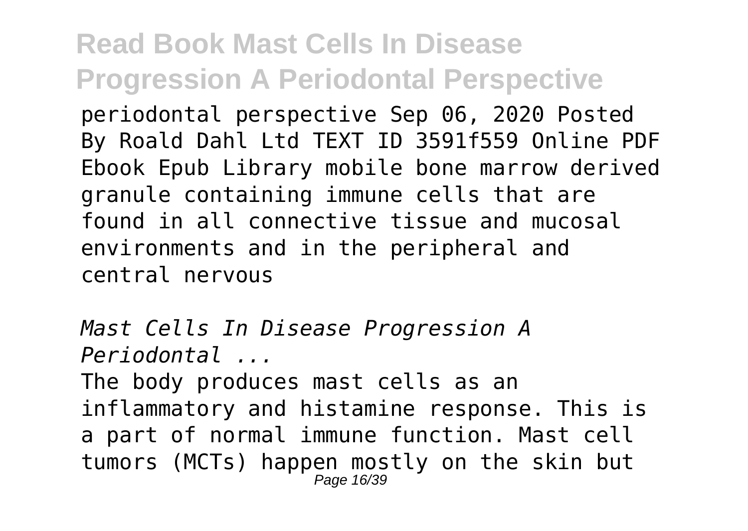periodontal perspective Sep 06, 2020 Posted By Roald Dahl Ltd TEXT ID 3591f559 Online PDF Ebook Epub Library mobile bone marrow derived granule containing immune cells that are found in all connective tissue and mucosal environments and in the peripheral and central nervous

*Mast Cells In Disease Progression A Periodontal ...*

The body produces mast cells as an inflammatory and histamine response. This is a part of normal immune function. Mast cell tumors (MCTs) happen mostly on the skin but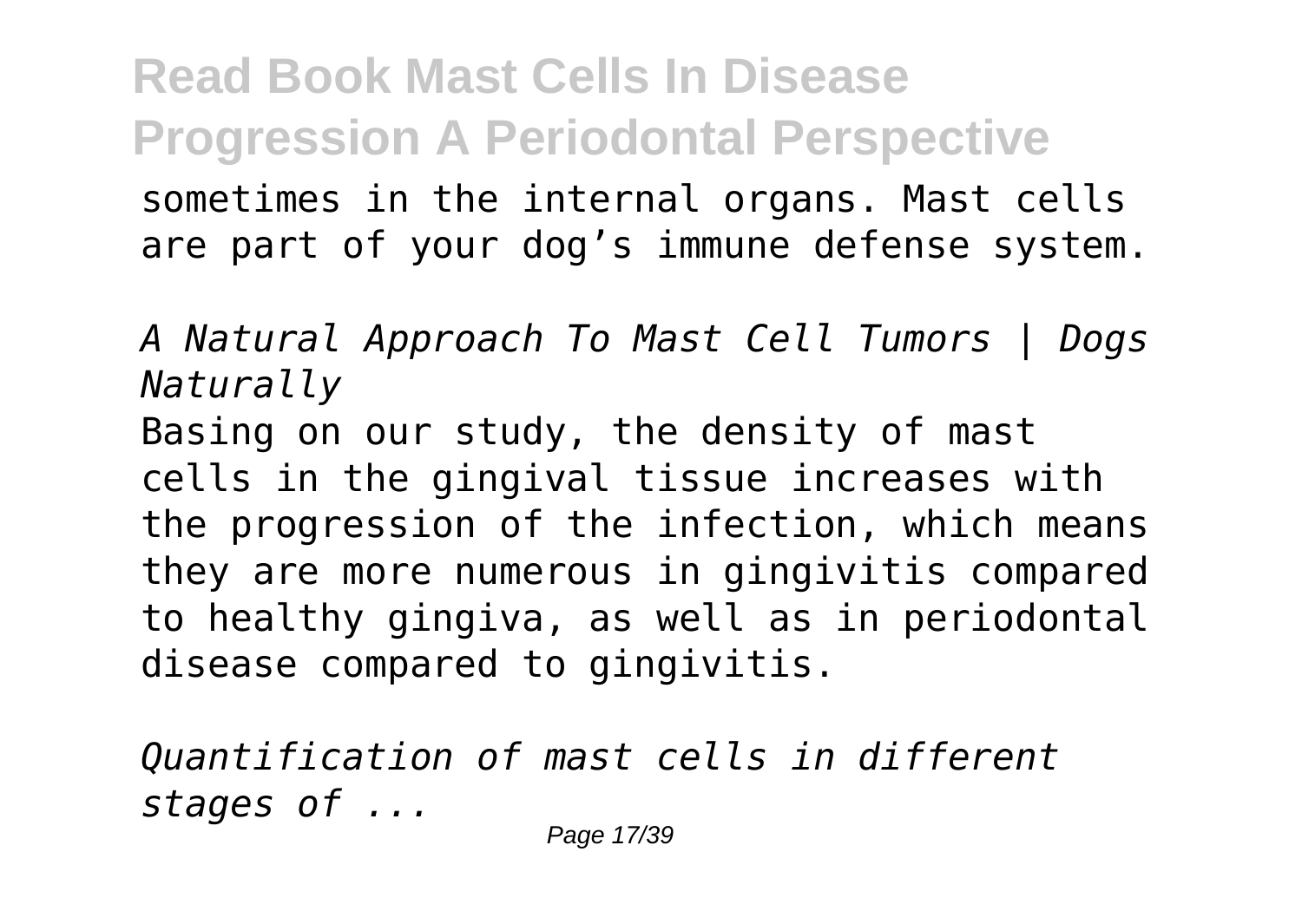sometimes in the internal organs. Mast cells are part of your dog's immune defense system.

*A Natural Approach To Mast Cell Tumors | Dogs Naturally*

Basing on our study, the density of mast cells in the gingival tissue increases with the progression of the infection, which means they are more numerous in gingivitis compared to healthy gingiva, as well as in periodontal disease compared to gingivitis.

*Quantification of mast cells in different stages of ...*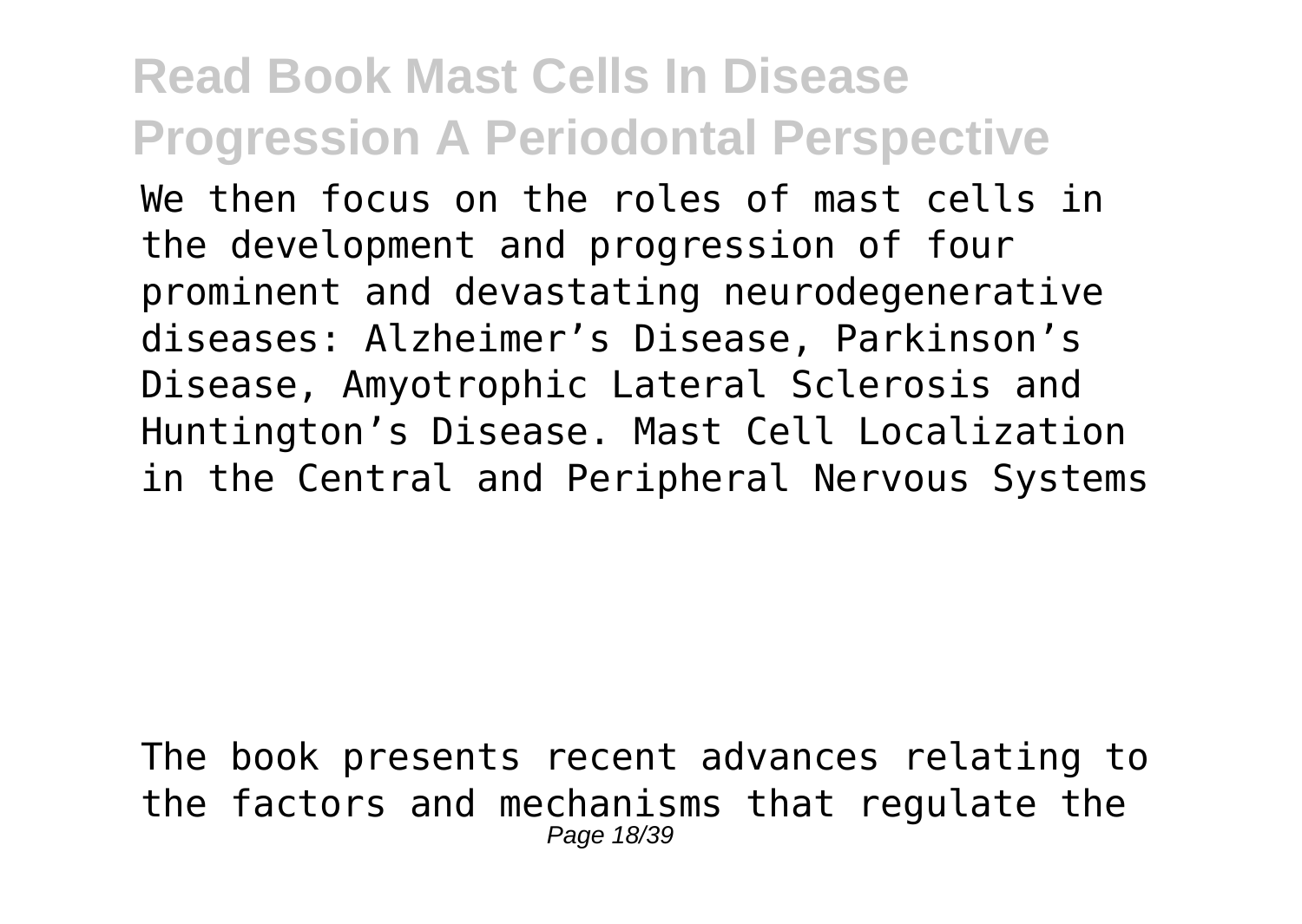We then focus on the roles of mast cells in the development and progression of four prominent and devastating neurodegenerative diseases: Alzheimer’s Disease, Parkinson’s Disease, Amyotrophic Lateral Sclerosis and Huntington’s Disease. Mast Cell Localization in the Central and Peripheral Nervous Systems

The book presents recent advances relating to the factors and mechanisms that regulate the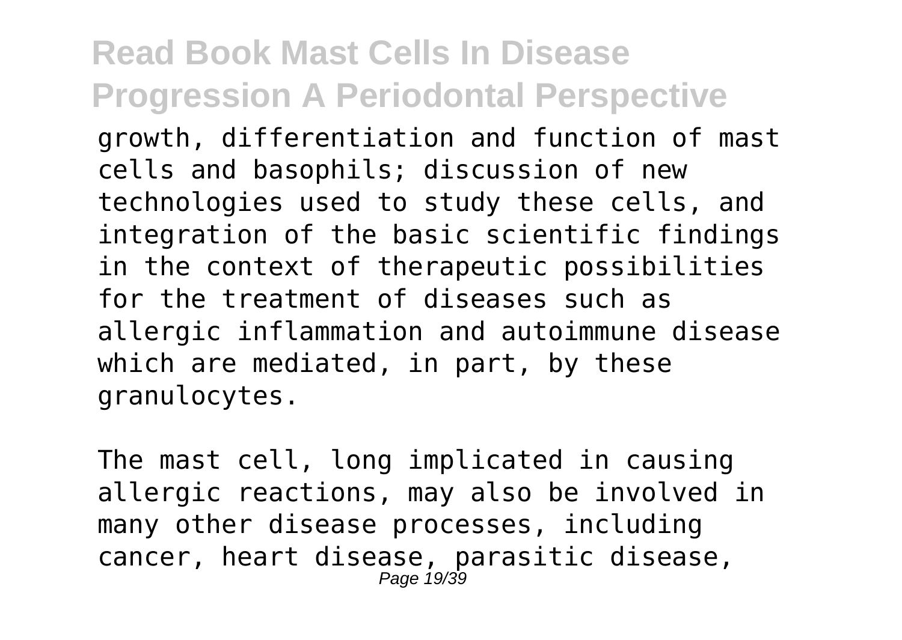growth, differentiation and function of mast cells and basophils; discussion of new technologies used to study these cells, and integration of the basic scientific findings in the context of therapeutic possibilities for the treatment of diseases such as allergic inflammation and autoimmune disease which are mediated, in part, by these granulocytes.

The mast cell, long implicated in causing allergic reactions, may also be involved in many other disease processes, including cancer, heart disease, parasitic disease,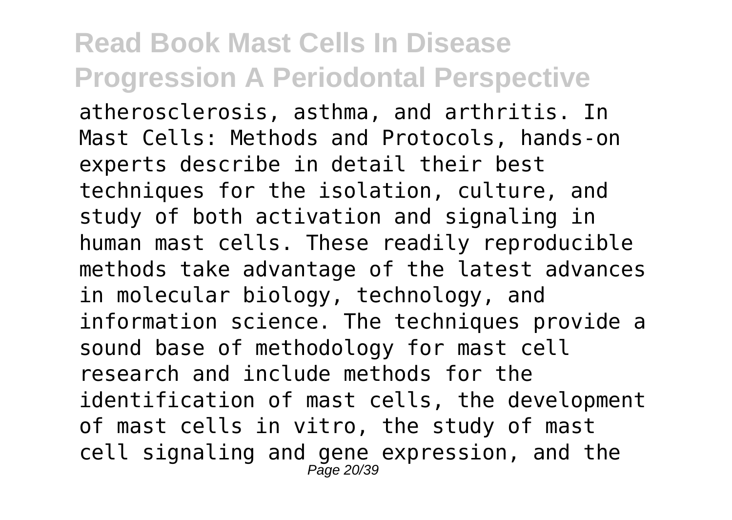atherosclerosis, asthma, and arthritis. In Mast Cells: Methods and Protocols, hands-on experts describe in detail their best techniques for the isolation, culture, and study of both activation and signaling in human mast cells. These readily reproducible methods take advantage of the latest advances in molecular biology, technology, and information science. The techniques provide a sound base of methodology for mast cell research and include methods for the identification of mast cells, the development of mast cells in vitro, the study of mast cell signaling and gene expression, and the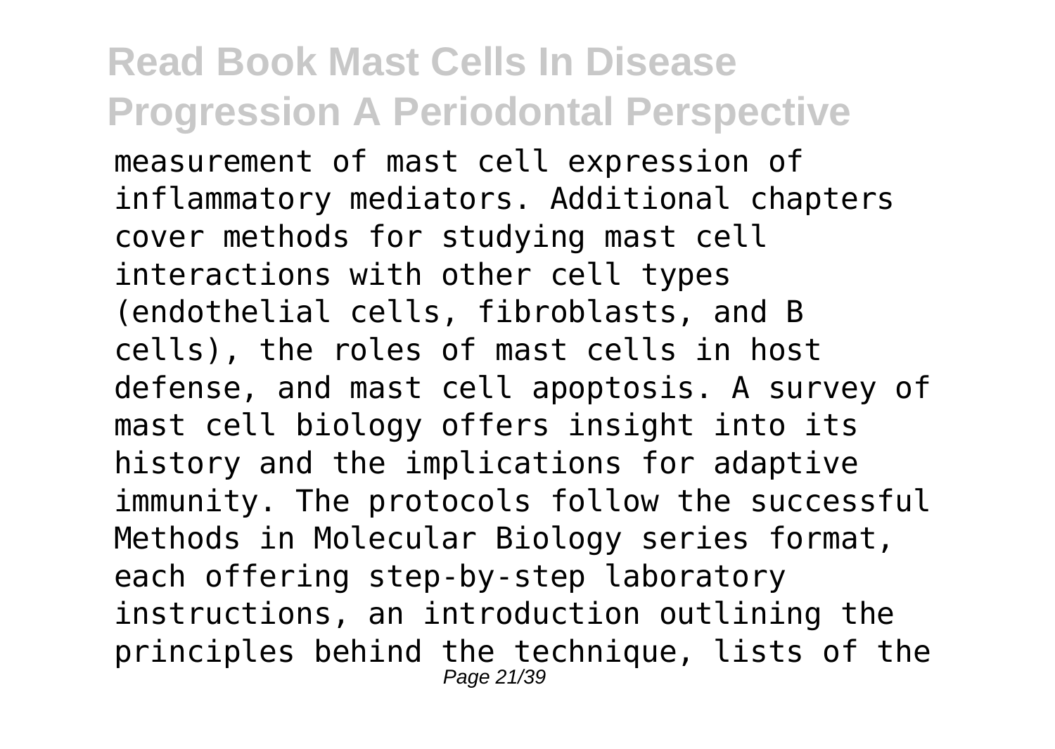measurement of mast cell expression of inflammatory mediators. Additional chapters cover methods for studying mast cell interactions with other cell types (endothelial cells, fibroblasts, and B cells), the roles of mast cells in host defense, and mast cell apoptosis. A survey of mast cell biology offers insight into its history and the implications for adaptive immunity. The protocols follow the successful Methods in Molecular Biology series format, each offering step-by-step laboratory instructions, an introduction outlining the principles behind the technique, lists of the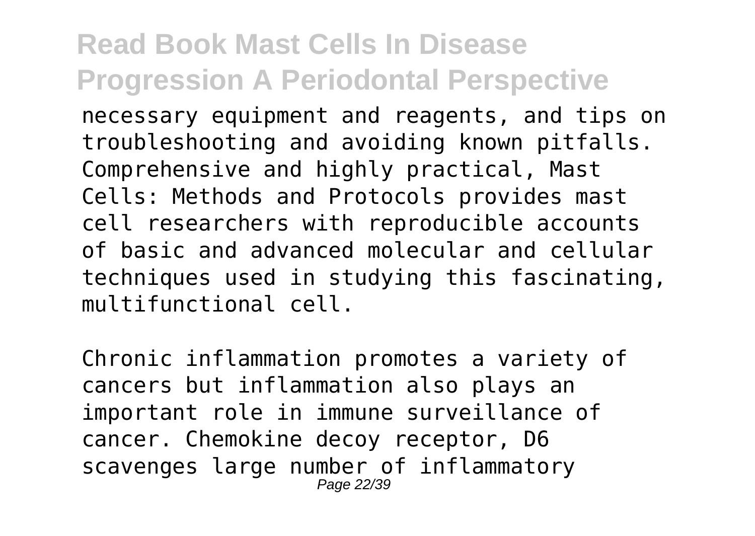necessary equipment and reagents, and tips on troubleshooting and avoiding known pitfalls. Comprehensive and highly practical, Mast Cells: Methods and Protocols provides mast cell researchers with reproducible accounts of basic and advanced molecular and cellular techniques used in studying this fascinating, multifunctional cell.

Chronic inflammation promotes a variety of cancers but inflammation also plays an important role in immune surveillance of cancer. Chemokine decoy receptor, D6 scavenges large number of inflammatory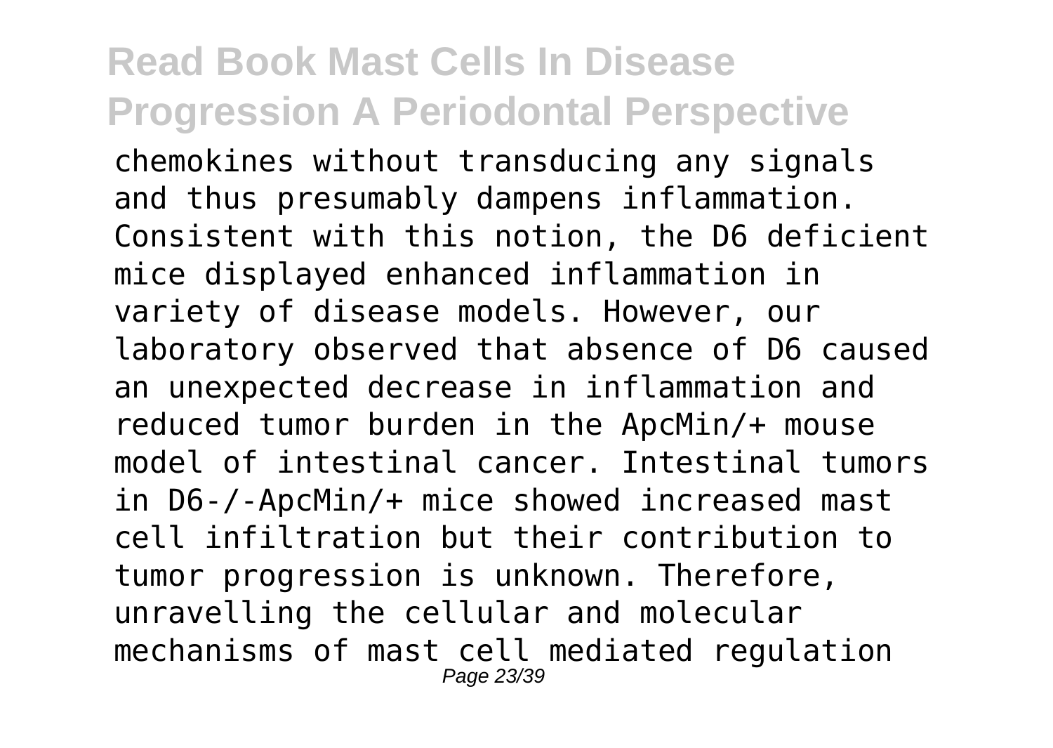chemokines without transducing any signals and thus presumably dampens inflammation. Consistent with this notion, the D6 deficient mice displayed enhanced inflammation in variety of disease models. However, our laboratory observed that absence of D6 caused an unexpected decrease in inflammation and reduced tumor burden in the ApcMin/+ mouse model of intestinal cancer. Intestinal tumors in D6-/-ApcMin/+ mice showed increased mast cell infiltration but their contribution to tumor progression is unknown. Therefore, unravelling the cellular and molecular mechanisms of mast cell mediated regulation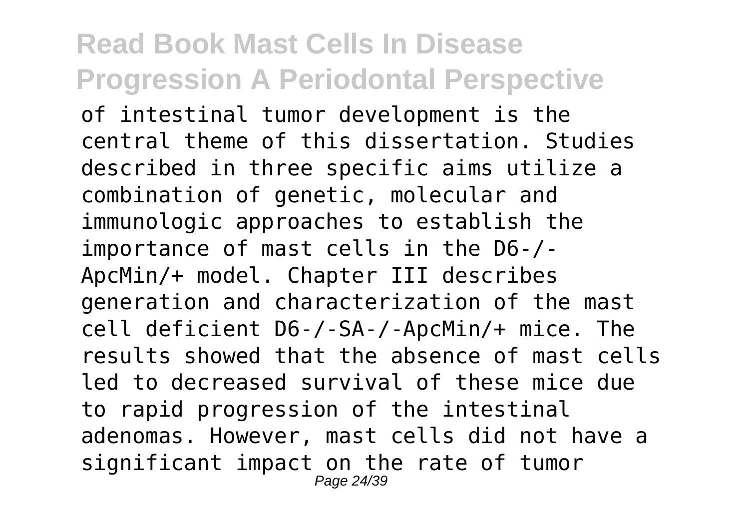of intestinal tumor development is the central theme of this dissertation. Studies described in three specific aims utilize a combination of genetic, molecular and immunologic approaches to establish the importance of mast cells in the D6-/-ApcMin/+ model. Chapter III describes generation and characterization of the mast cell deficient D6-/-SA-/-ApcMin/+ mice. The results showed that the absence of mast cells led to decreased survival of these mice due to rapid progression of the intestinal adenomas. However, mast cells did not have a significant impact on the rate of tumor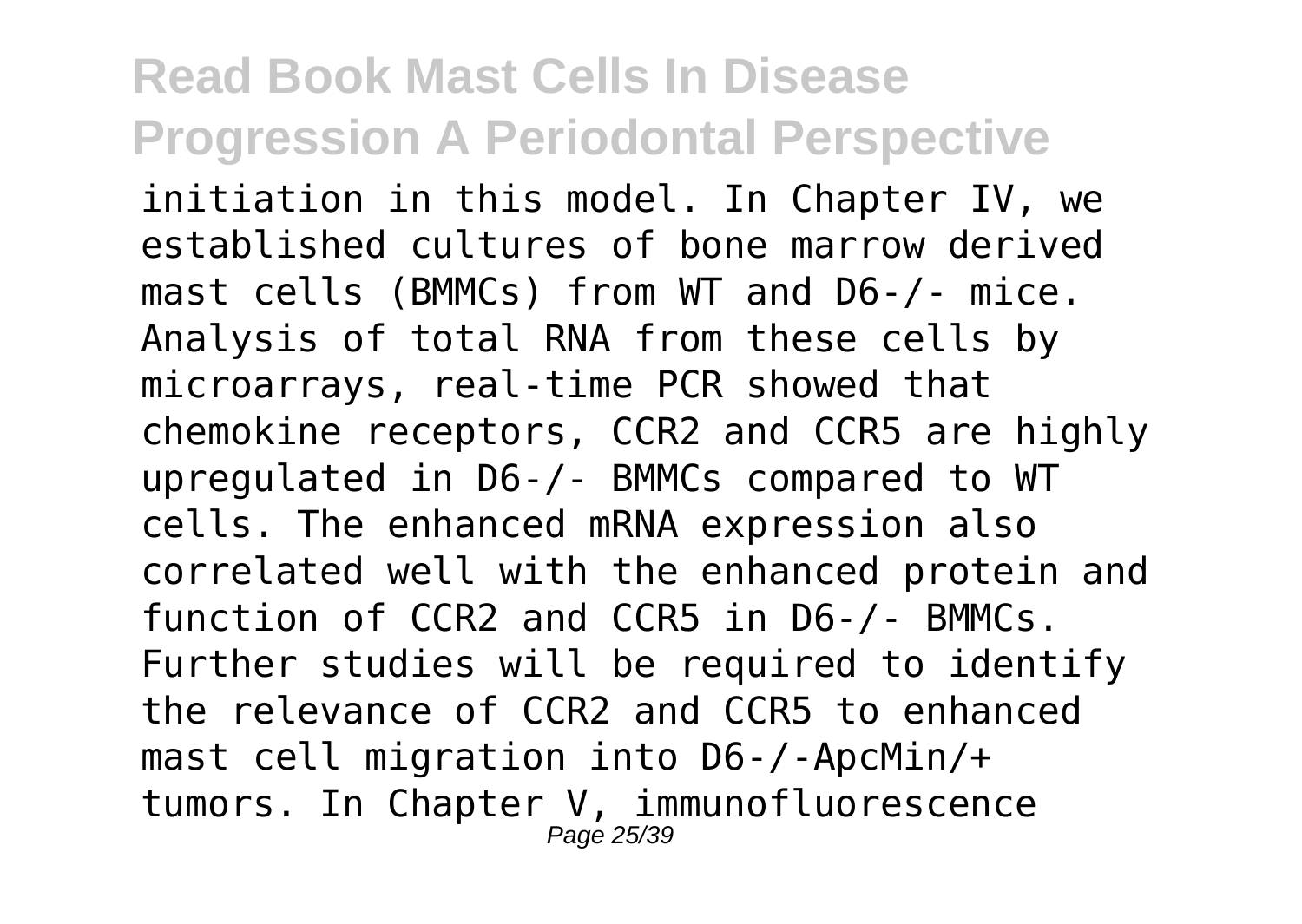initiation in this model. In Chapter IV, we established cultures of bone marrow derived mast cells (BMMCs) from WT and D6-/- mice. Analysis of total RNA from these cells by microarrays, real-time PCR showed that chemokine receptors, CCR2 and CCR5 are highly upregulated in D6-/- BMMCs compared to WT cells. The enhanced mRNA expression also correlated well with the enhanced protein and function of CCR2 and CCR5 in D6-/- BMMCs. Further studies will be required to identify the relevance of CCR2 and CCR5 to enhanced mast cell migration into D6-/-ApcMin/+ tumors. In Chapter V, immunofluorescence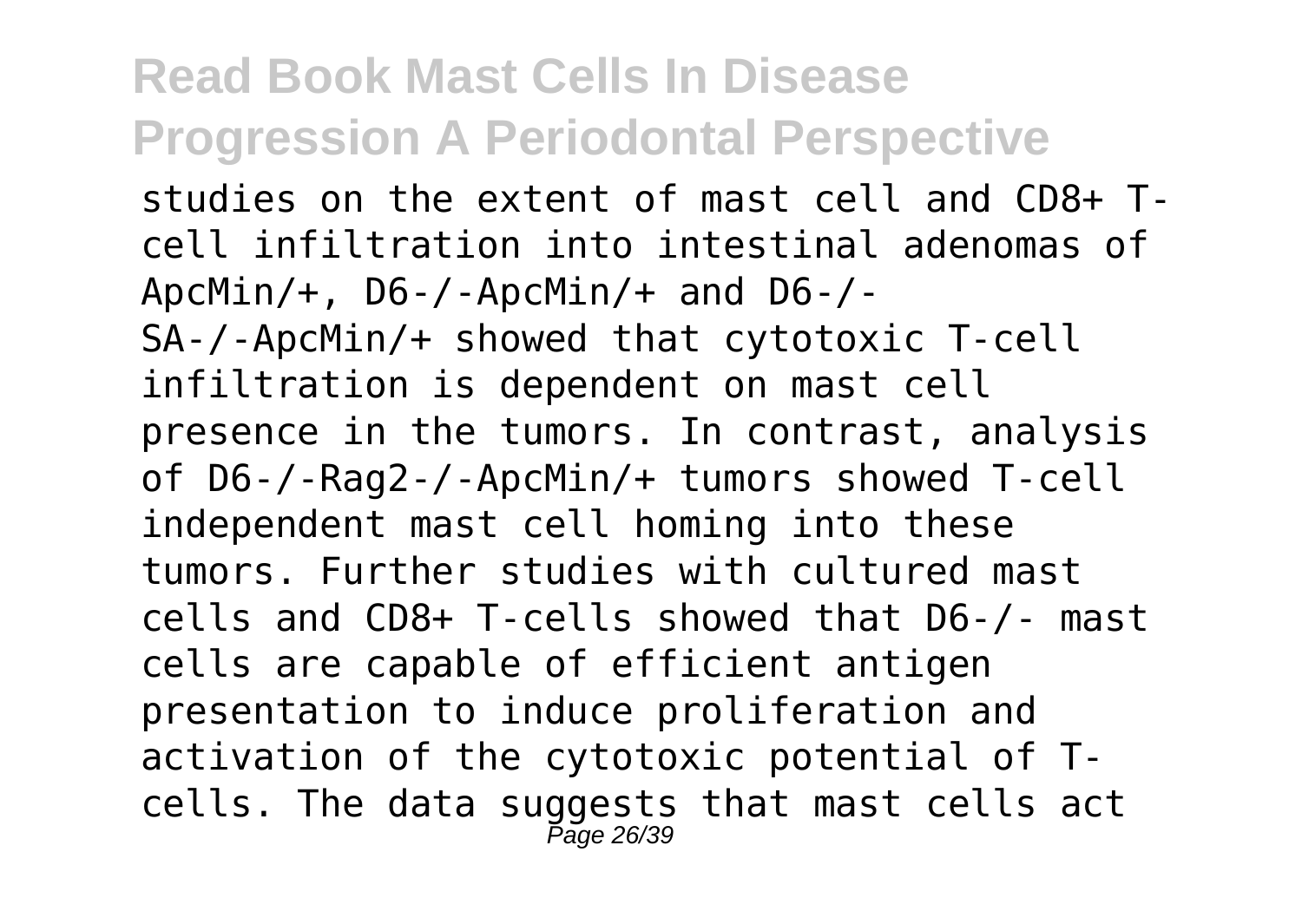studies on the extent of mast cell and CD8+ T-cell infiltration into intestinal adenomas of ApcMin/+, D6-/-ApcMin/+ and D6-/-SA-/-ApcMin/+ showed that cytotoxic T-cell infiltration is dependent on mast cell presence in the tumors. In contrast, analysis of D6-/-Rag2-/-ApcMin/+ tumors showed T-cell independent mast cell homing into these tumors. Further studies with cultured mast cells and CD8+ T-cells showed that D6-/- mast cells are capable of efficient antigen presentation to induce proliferation and activation of the cytotoxic potential of T-cells. The data suggests that mast cells act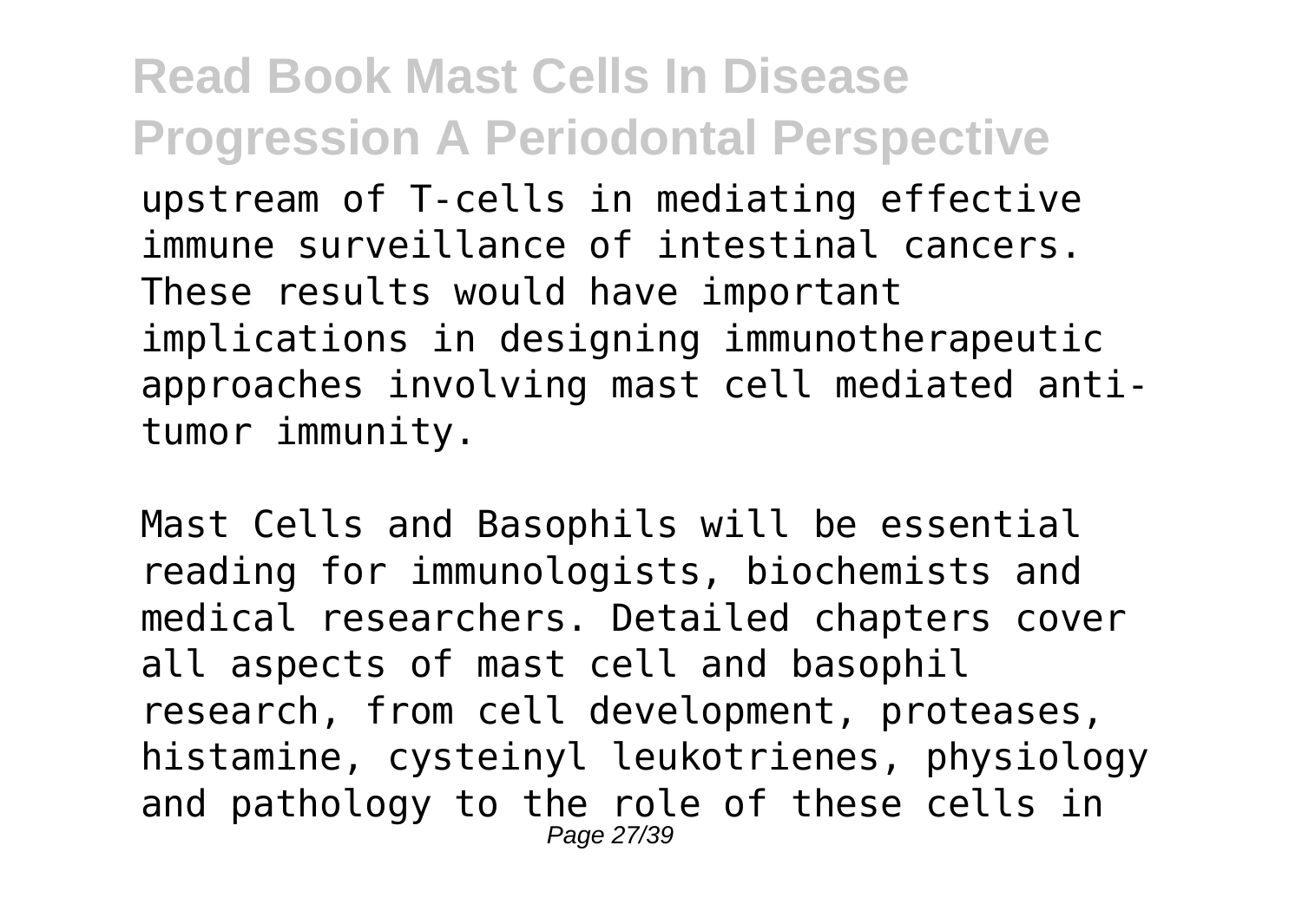upstream of T-cells in mediating effective immune surveillance of intestinal cancers. These results would have important implications in designing immunotherapeutic approaches involving mast cell mediated anti-tumor immunity.

Mast Cells and Basophils will be essential reading for immunologists, biochemists and medical researchers. Detailed chapters cover all aspects of mast cell and basophil research, from cell development, proteases, histamine, cysteinyl leukotrienes, physiology and pathology to the role of these cells in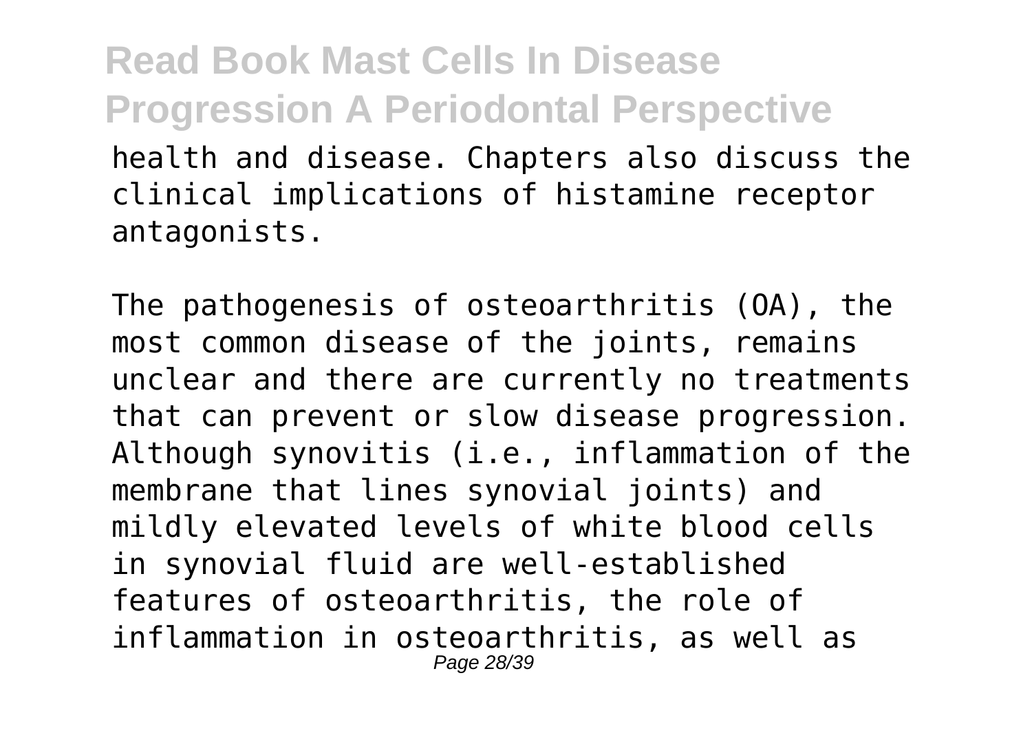health and disease. Chapters also discuss the clinical implications of histamine receptor antagonists.

The pathogenesis of osteoarthritis (OA), the most common disease of the joints, remains unclear and there are currently no treatments that can prevent or slow disease progression. Although synovitis (i.e., inflammation of the membrane that lines synovial joints) and mildly elevated levels of white blood cells in synovial fluid are well-established features of osteoarthritis, the role of inflammation in osteoarthritis, as well as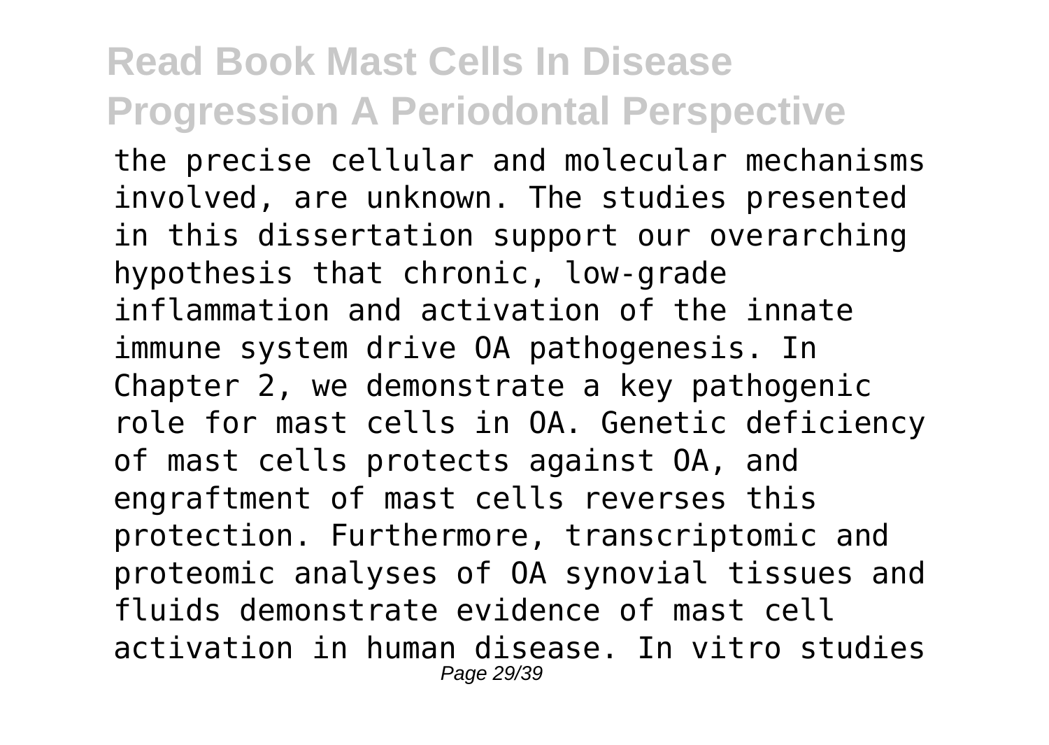the precise cellular and molecular mechanisms involved, are unknown. The studies presented in this dissertation support our overarching hypothesis that chronic, low-grade inflammation and activation of the innate immune system drive OA pathogenesis. In Chapter 2, we demonstrate a key pathogenic role for mast cells in OA. Genetic deficiency of mast cells protects against OA, and engraftment of mast cells reverses this protection. Furthermore, transcriptomic and proteomic analyses of OA synovial tissues and fluids demonstrate evidence of mast cell activation in human disease. In vitro studies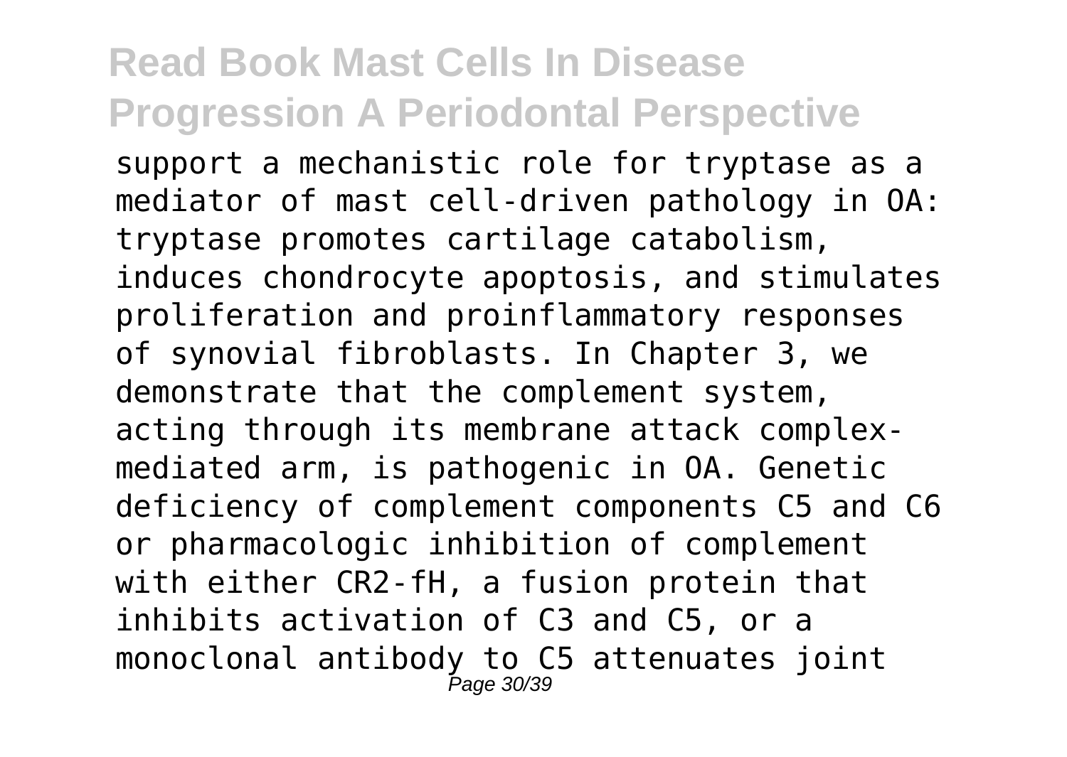support a mechanistic role for tryptase as a mediator of mast cell-driven pathology in OA: tryptase promotes cartilage catabolism, induces chondrocyte apoptosis, and stimulates proliferation and proinflammatory responses of synovial fibroblasts. In Chapter 3, we demonstrate that the complement system, acting through its membrane attack complex-mediated arm, is pathogenic in OA. Genetic deficiency of complement components C5 and C6 or pharmacologic inhibition of complement with either CR2-fH, a fusion protein that inhibits activation of C3 and C5, or a monoclonal antibody to C5 attenuates joint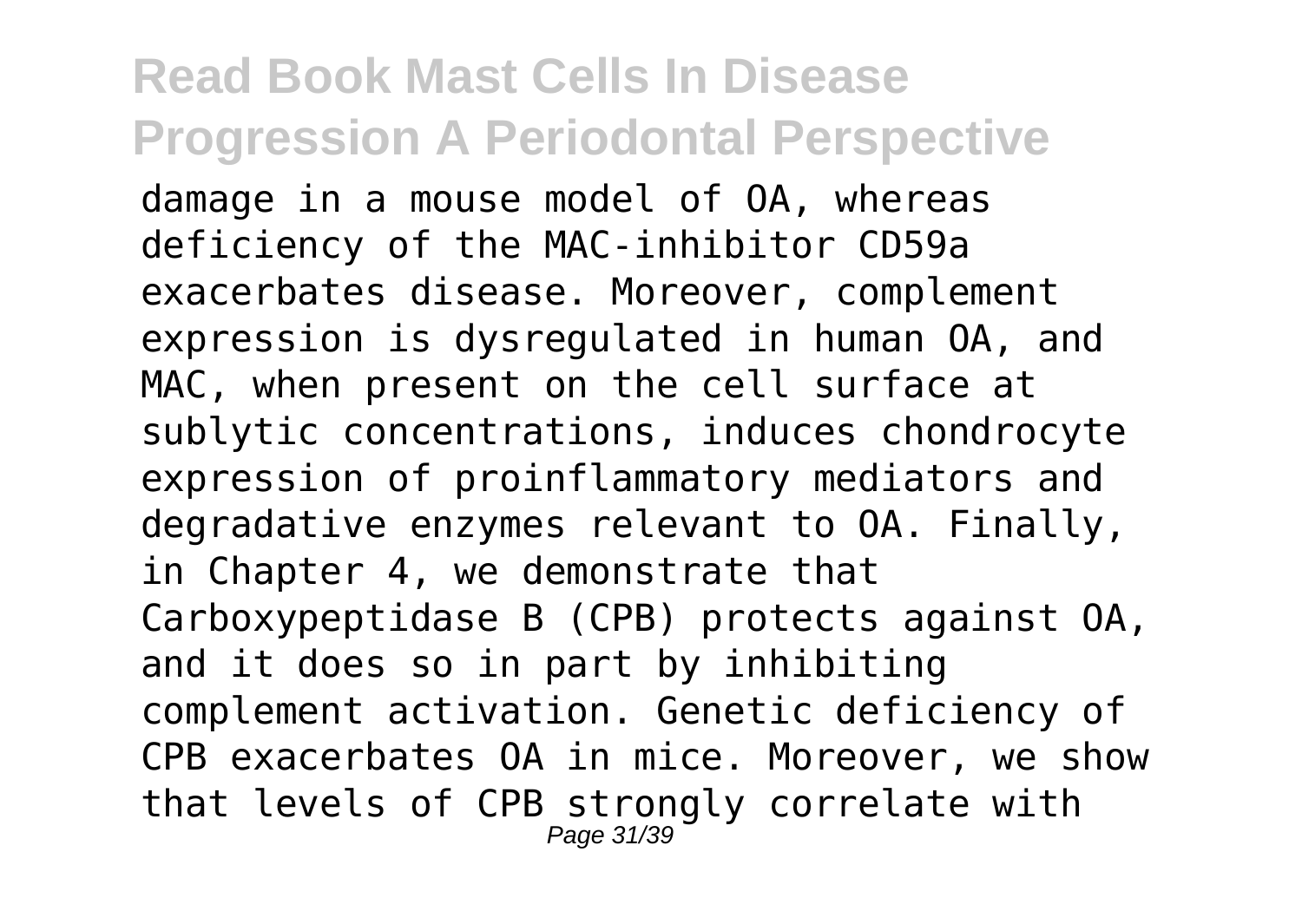damage in a mouse model of OA, whereas deficiency of the MAC-inhibitor CD59a exacerbates disease. Moreover, complement expression is dysregulated in human OA, and MAC, when present on the cell surface at sublytic concentrations, induces chondrocyte expression of proinflammatory mediators and degradative enzymes relevant to OA. Finally, in Chapter 4, we demonstrate that Carboxypeptidase B (CPB) protects against OA, and it does so in part by inhibiting complement activation. Genetic deficiency of CPB exacerbates OA in mice. Moreover, we show that levels of CPB strongly correlate with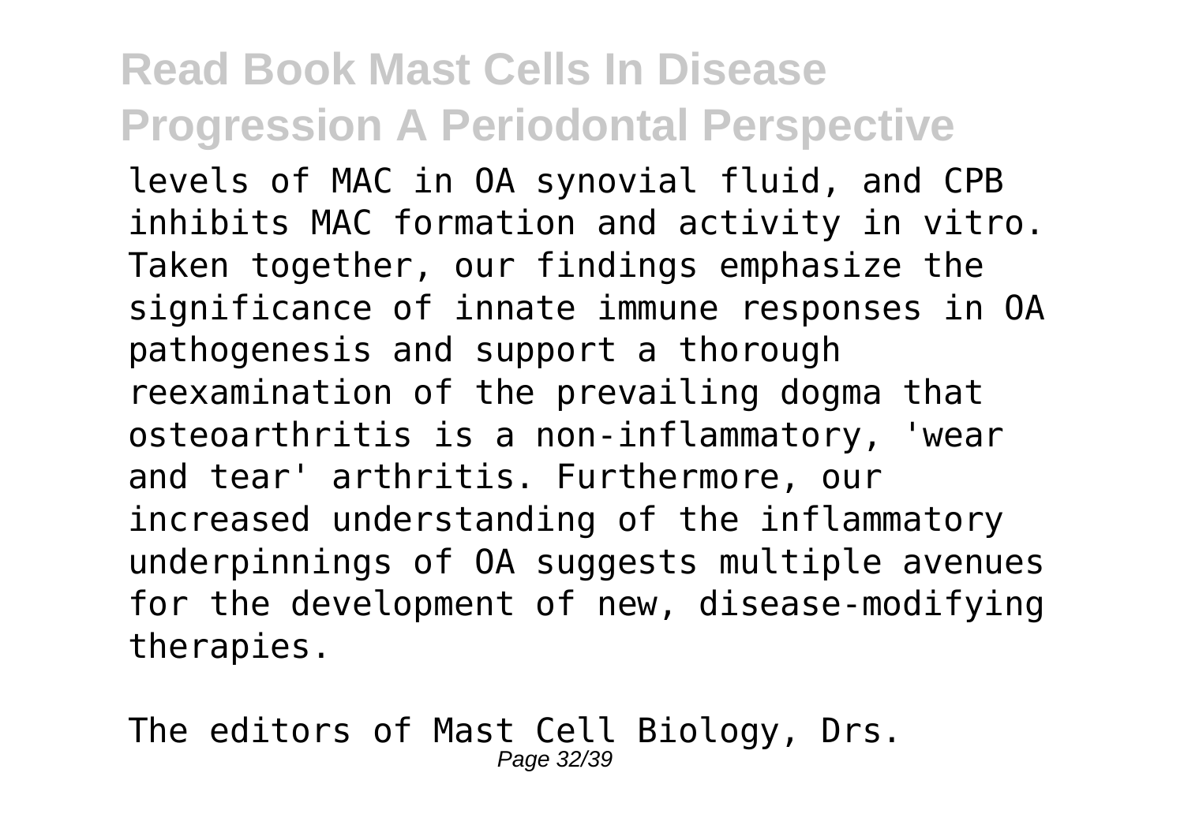levels of MAC in OA synovial fluid, and CPB inhibits MAC formation and activity in vitro. Taken together, our findings emphasize the significance of innate immune responses in OA pathogenesis and support a thorough reexamination of the prevailing dogma that osteoarthritis is a non-inflammatory, 'wear and tear' arthritis. Furthermore, our increased understanding of the inflammatory underpinnings of OA suggests multiple avenues for the development of new, disease-modifying therapies.

The editors of Mast Cell Biology, Drs.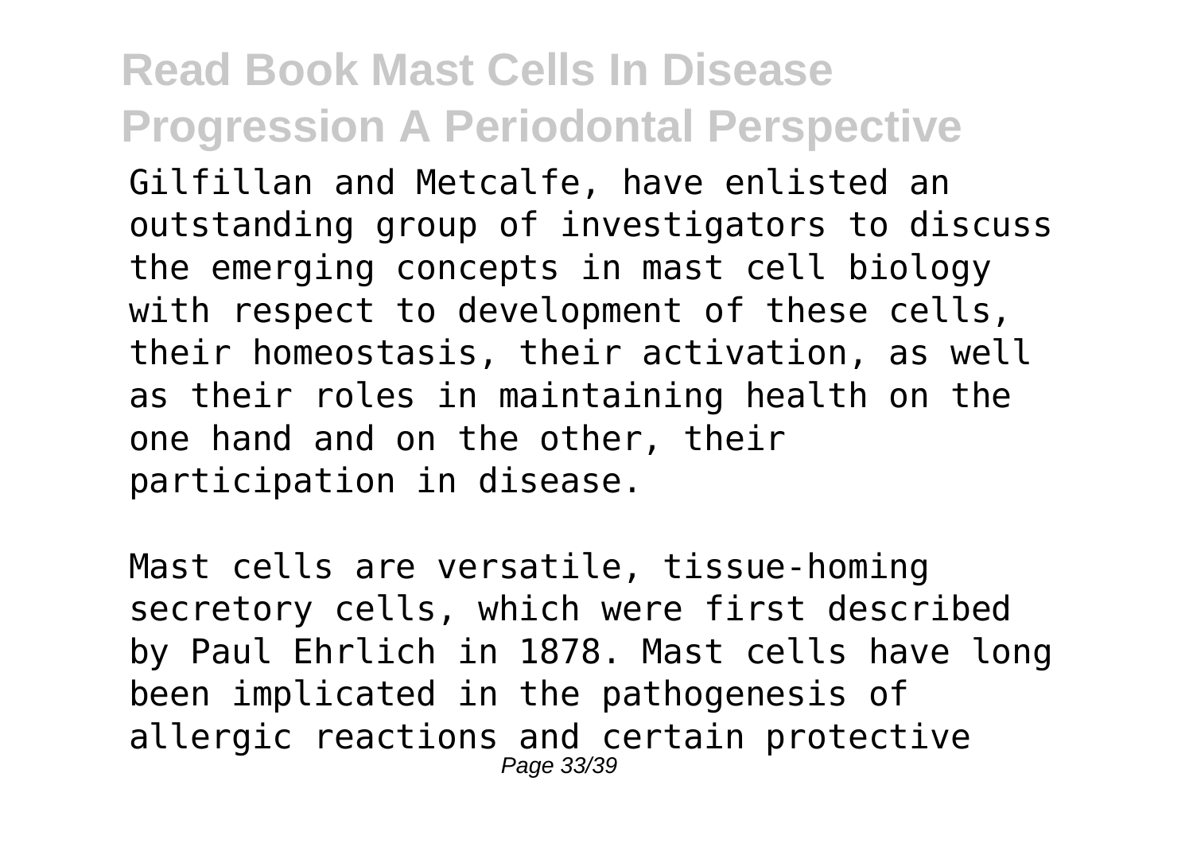Gilfillan and Metcalfe, have enlisted an outstanding group of investigators to discuss the emerging concepts in mast cell biology with respect to development of these cells, their homeostasis, their activation, as well as their roles in maintaining health on the one hand and on the other, their participation in disease.

Mast cells are versatile, tissue-homing secretory cells, which were first described by Paul Ehrlich in 1878. Mast cells have long been implicated in the pathogenesis of allergic reactions and certain protective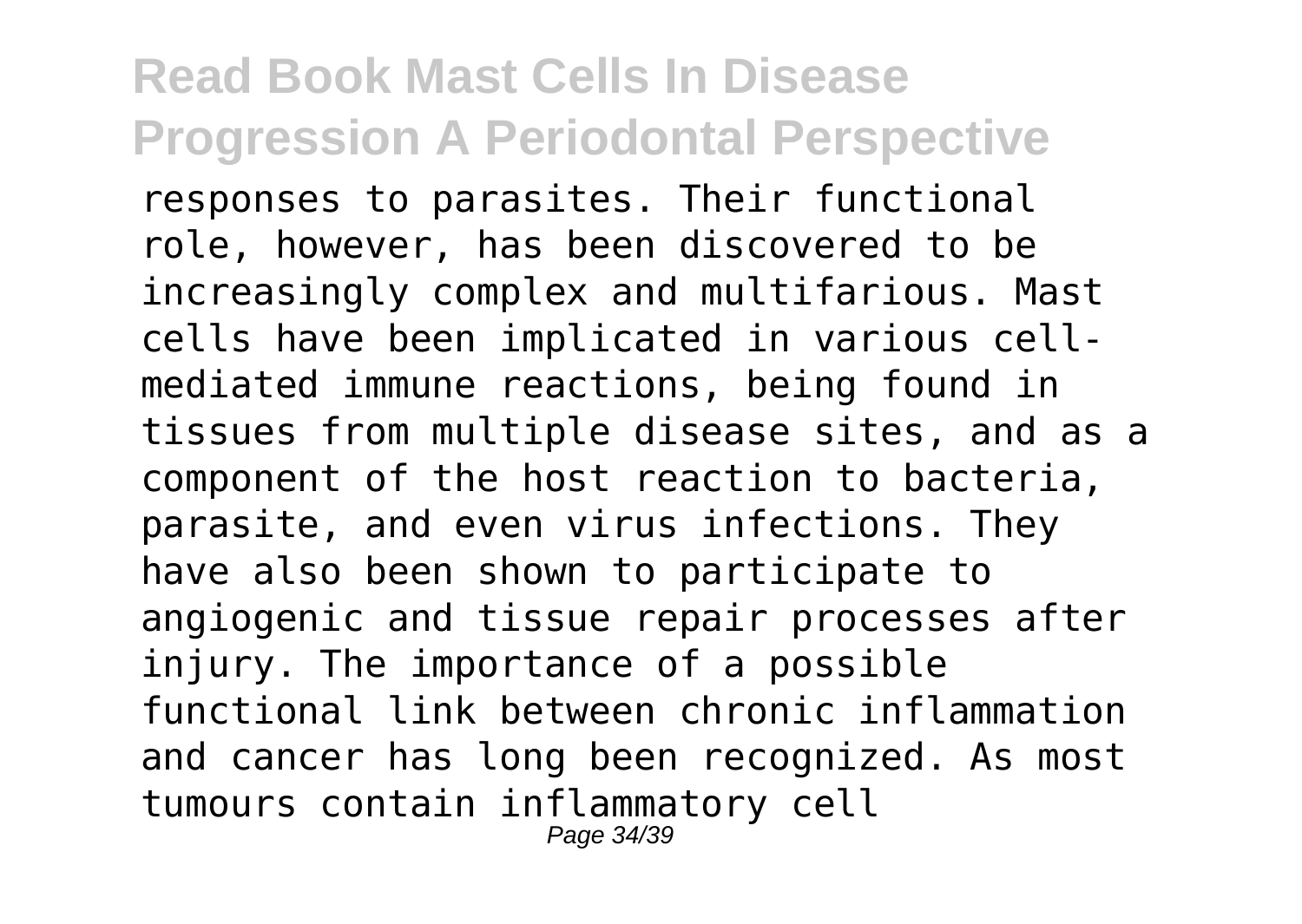responses to parasites. Their functional role, however, has been discovered to be increasingly complex and multifarious. Mast cells have been implicated in various cell-mediated immune reactions, being found in tissues from multiple disease sites, and as a component of the host reaction to bacteria, parasite, and even virus infections. They have also been shown to participate to angiogenic and tissue repair processes after injury. The importance of a possible functional link between chronic inflammation and cancer has long been recognized. As most tumours contain inflammatory cell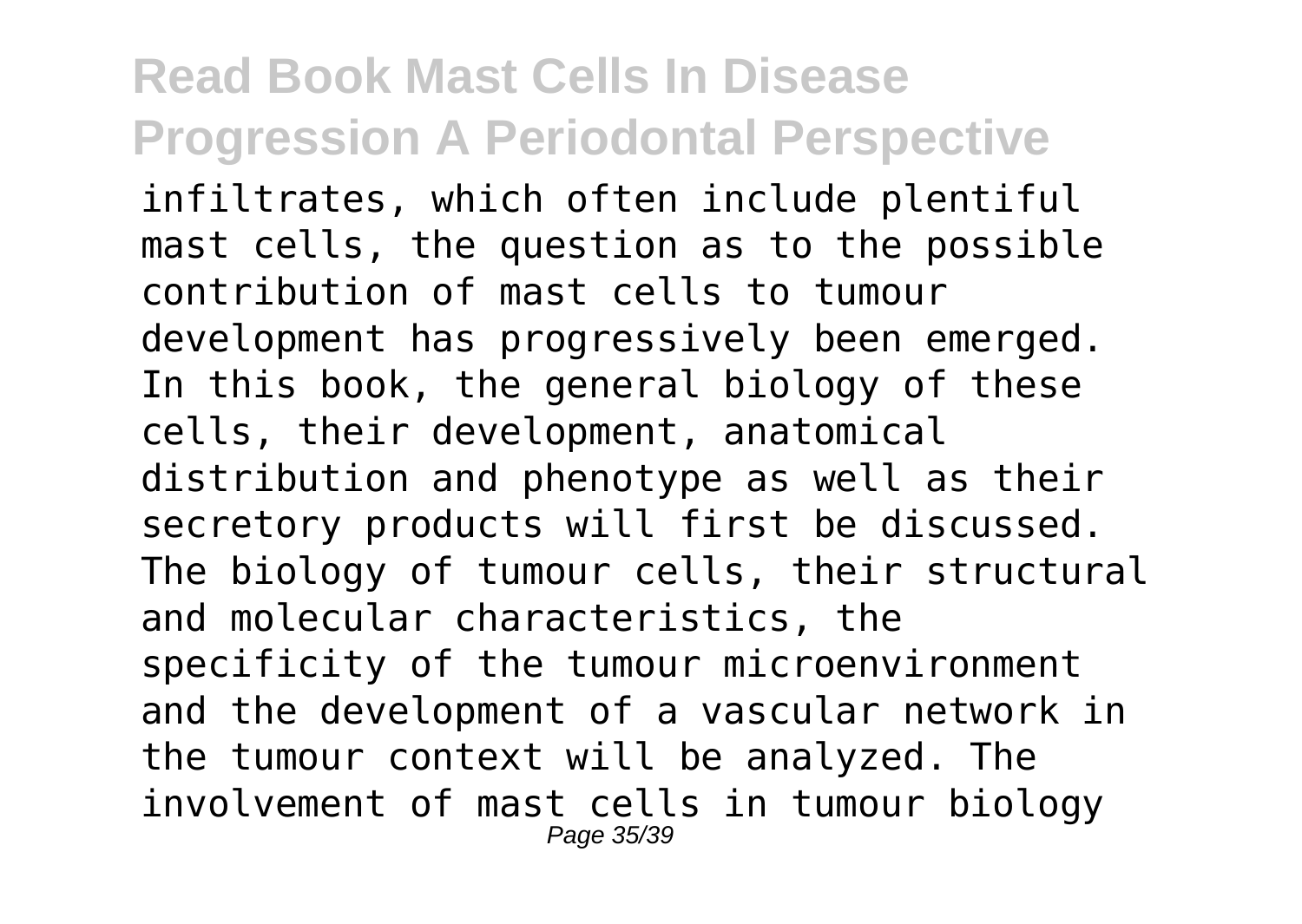infiltrates, which often include plentiful mast cells, the question as to the possible contribution of mast cells to tumour development has progressively been emerged. In this book, the general biology of these cells, their development, anatomical distribution and phenotype as well as their secretory products will first be discussed. The biology of tumour cells, their structural and molecular characteristics, the specificity of the tumour microenvironment and the development of a vascular network in the tumour context will be analyzed. The involvement of mast cells in tumour biology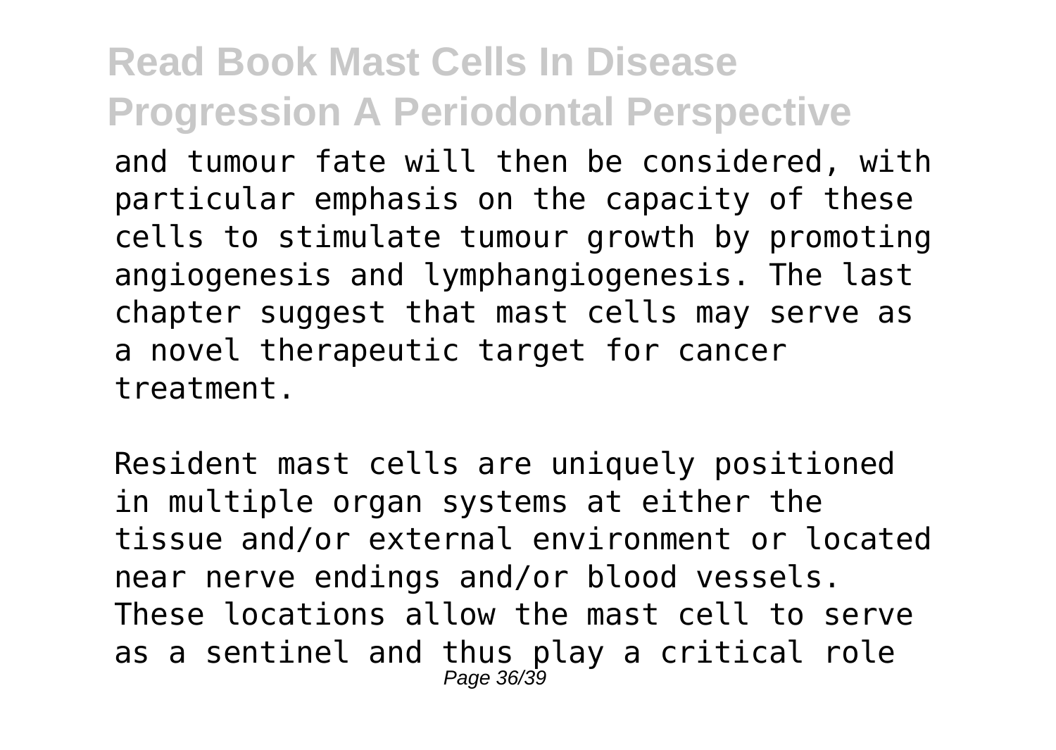and tumour fate will then be considered, with particular emphasis on the capacity of these cells to stimulate tumour growth by promoting angiogenesis and lymphangiogenesis. The last chapter suggest that mast cells may serve as a novel therapeutic target for cancer treatment.

Resident mast cells are uniquely positioned in multiple organ systems at either the tissue and/or external environment or located near nerve endings and/or blood vessels. These locations allow the mast cell to serve as a sentinel and thus play a critical role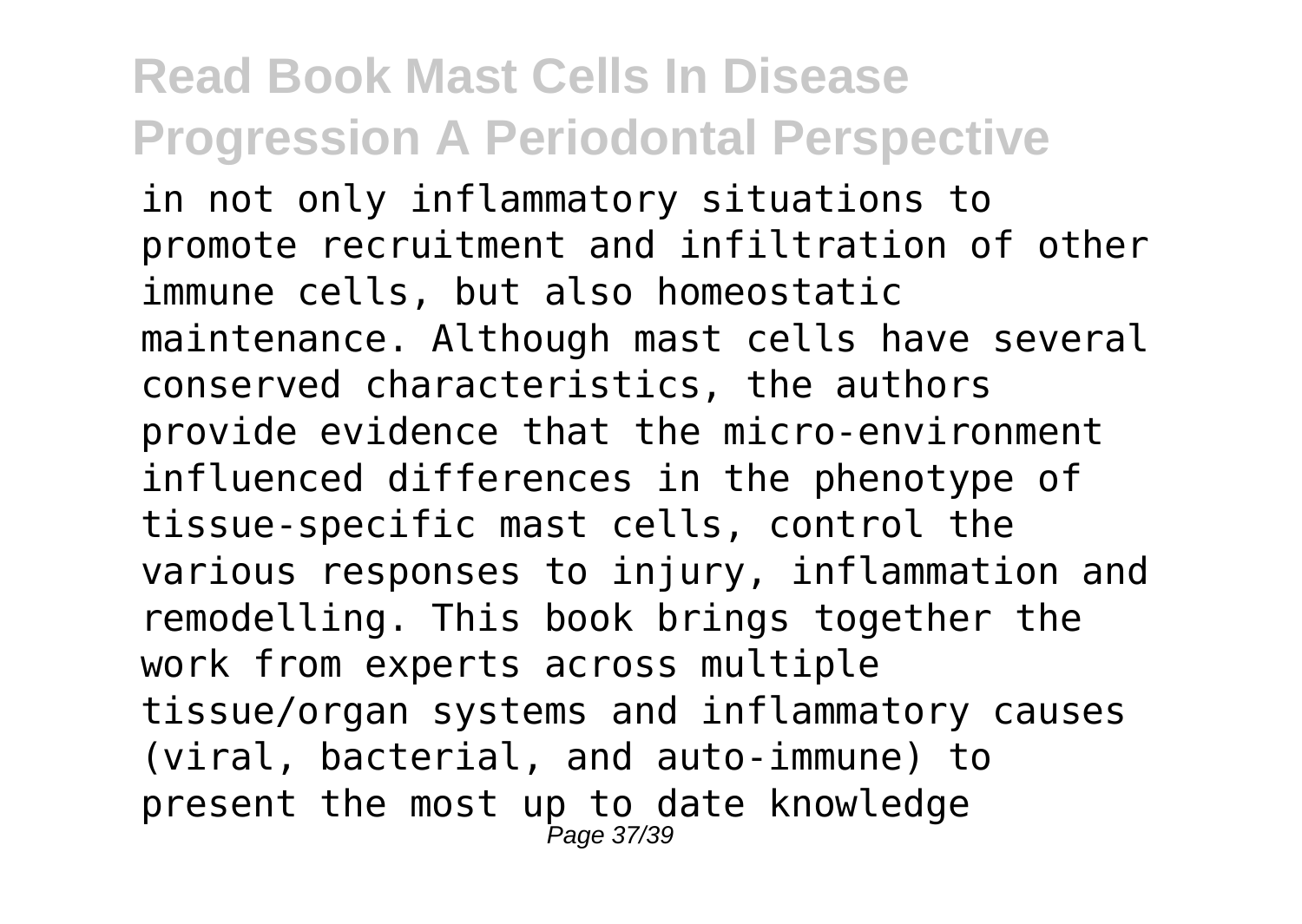in not only inflammatory situations to promote recruitment and infiltration of other immune cells, but also homeostatic maintenance. Although mast cells have several conserved characteristics, the authors provide evidence that the micro-environment influenced differences in the phenotype of tissue-specific mast cells, control the various responses to injury, inflammation and remodelling. This book brings together the work from experts across multiple tissue/organ systems and inflammatory causes (viral, bacterial, and auto-immune) to present the most up to date knowledge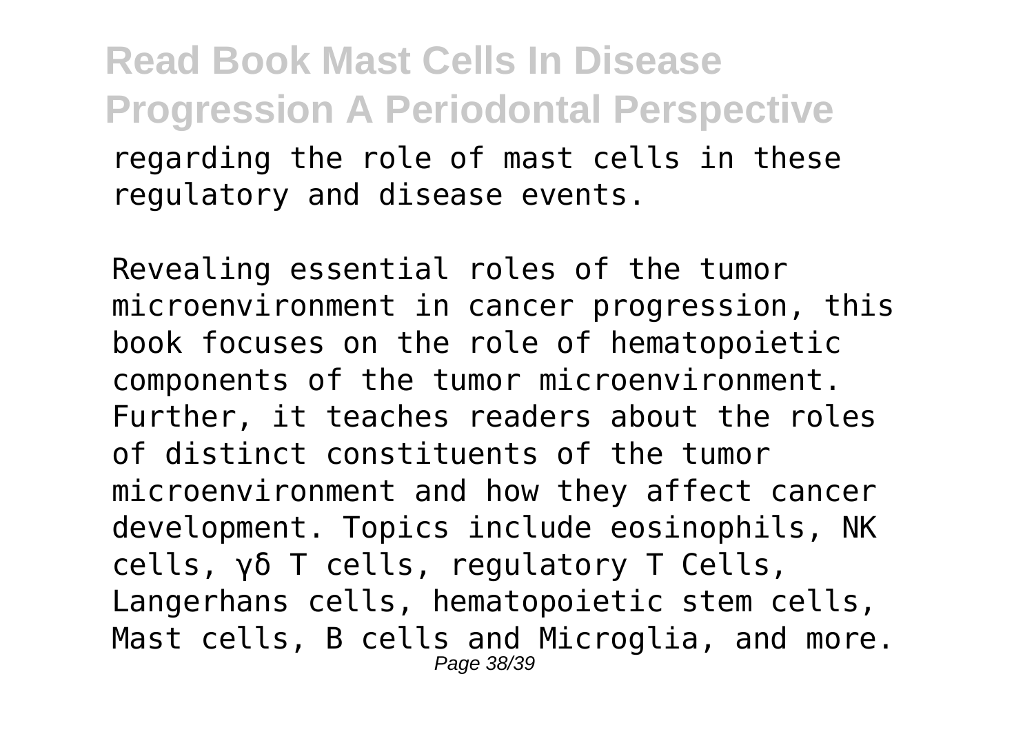regarding the role of mast cells in these regulatory and disease events.

Revealing essential roles of the tumor microenvironment in cancer progression, this book focuses on the role of hematopoietic components of the tumor microenvironment. Further, it teaches readers about the roles of distinct constituents of the tumor microenvironment and how they affect cancer development. Topics include eosinophils, NK cells, γδ T cells, regulatory T Cells, Langerhans cells, hematopoietic stem cells, Mast cells, B cells and Microglia, and more.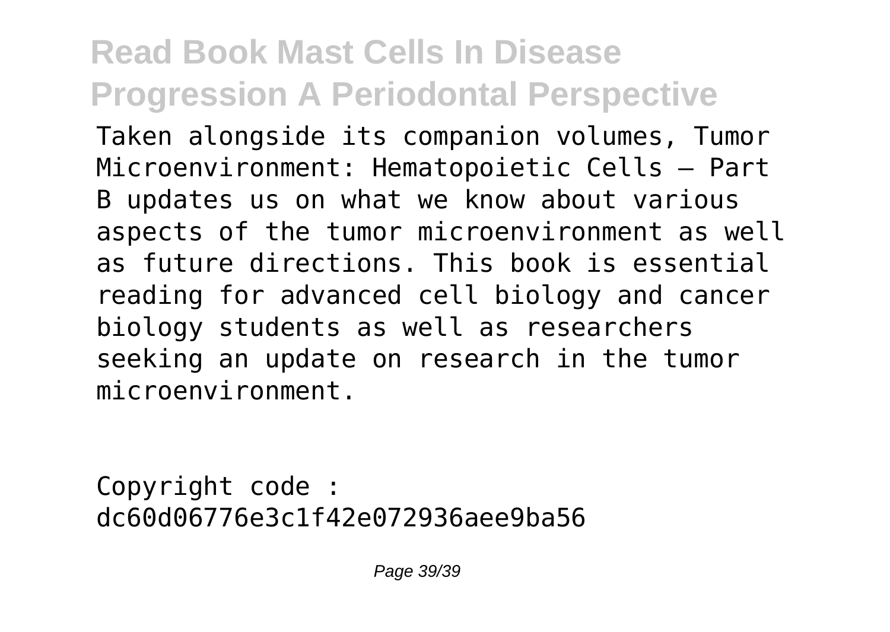Taken alongside its companion volumes, Tumor Microenvironment: Hematopoietic Cells – Part B updates us on what we know about various aspects of the tumor microenvironment as well as future directions. This book is essential reading for advanced cell biology and cancer biology students as well as researchers seeking an update on research in the tumor microenvironment.

Copyright code : dc60d06776e3c1f42e072936aee9ba56